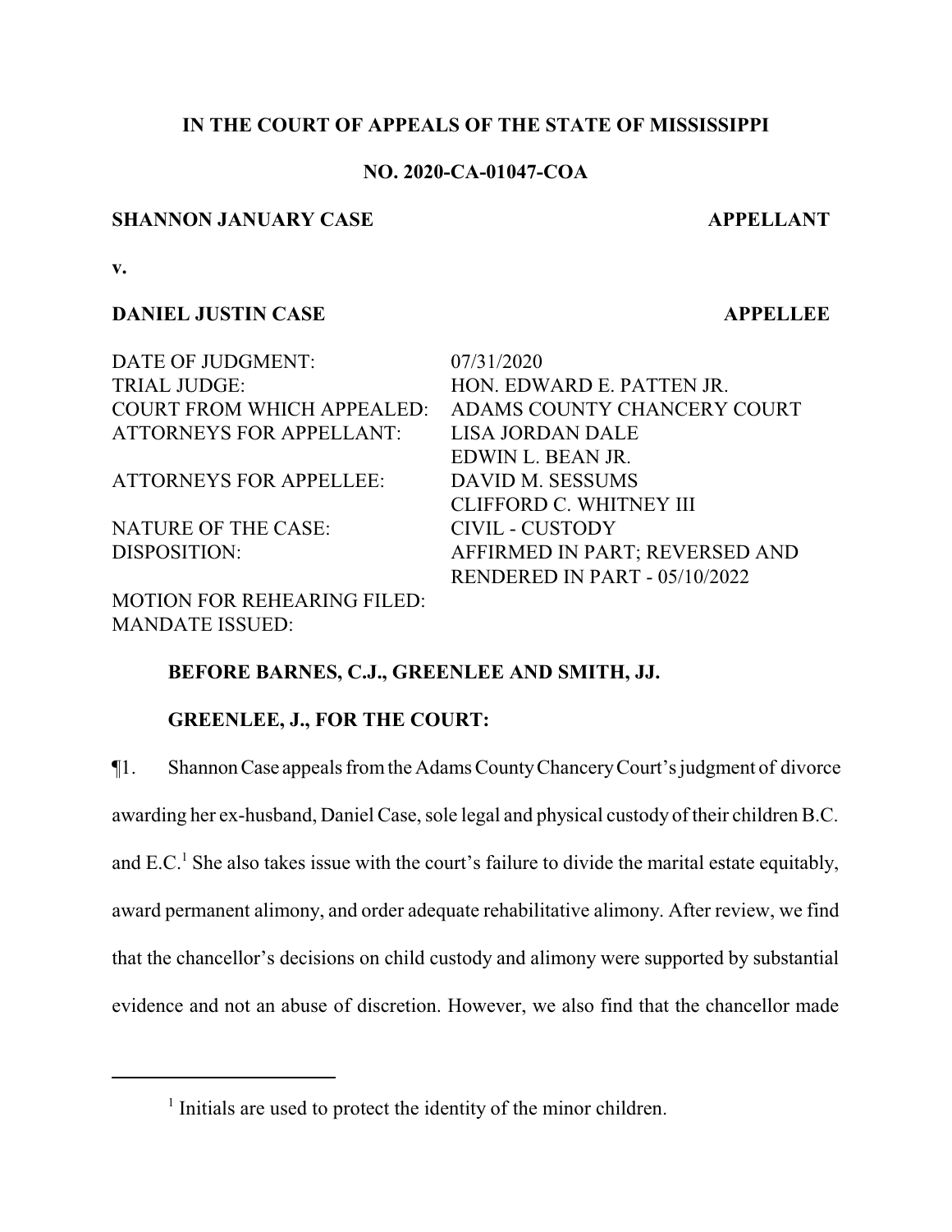**IN THE COURT OF APPEALS OF THE STATE OF MISSISSIPPI**

**NO. 2020-CA-01047-COA**

**SHANNON JANUARY CASE** **APPELLANT**

**v.**

**DANIEL JUSTIN CASE** **APPELLEE**

| | |
|---|---|
| DATE OF JUDGMENT: | 07/31/2020 |
| TRIAL JUDGE: | HON. EDWARD E. PATTEN JR. |
| COURT FROM WHICH APPEALED: | ADAMS COUNTY CHANCERY COURT |
| ATTORNEYS FOR APPELLANT: | LISA JORDAN DALE<br>EDWIN L. BEAN JR. |
| ATTORNEYS FOR APPELLEE: | DAVID M. SESSUMS<br>CLIFFORD C. WHITNEY III |
| NATURE OF THE CASE: | CIVIL - CUSTODY |
| DISPOSITION: | AFFIRMED IN PART; REVERSED AND RENDERED IN PART - 05/10/2022 |
| MOTION FOR REHEARING FILED: | |
| MANDATE ISSUED: | |

**BEFORE BARNES, C.J., GREENLEE AND SMITH, JJ.**

**GREENLEE, J., FOR THE COURT:**

¶1. Shannon Case appeals from the Adams County Chancery Court's judgment of divorce awarding her ex-husband, Daniel Case, sole legal and physical custody of their children B.C. and E.C.[1] She also takes issue with the court's failure to divide the marital estate equitably, award permanent alimony, and order adequate rehabilitative alimony. After review, we find that the chancellor's decisions on child custody and alimony were supported by substantial evidence and not an abuse of discretion. However, we also find that the chancellor made

[1] Initials are used to protect the identity of the minor children.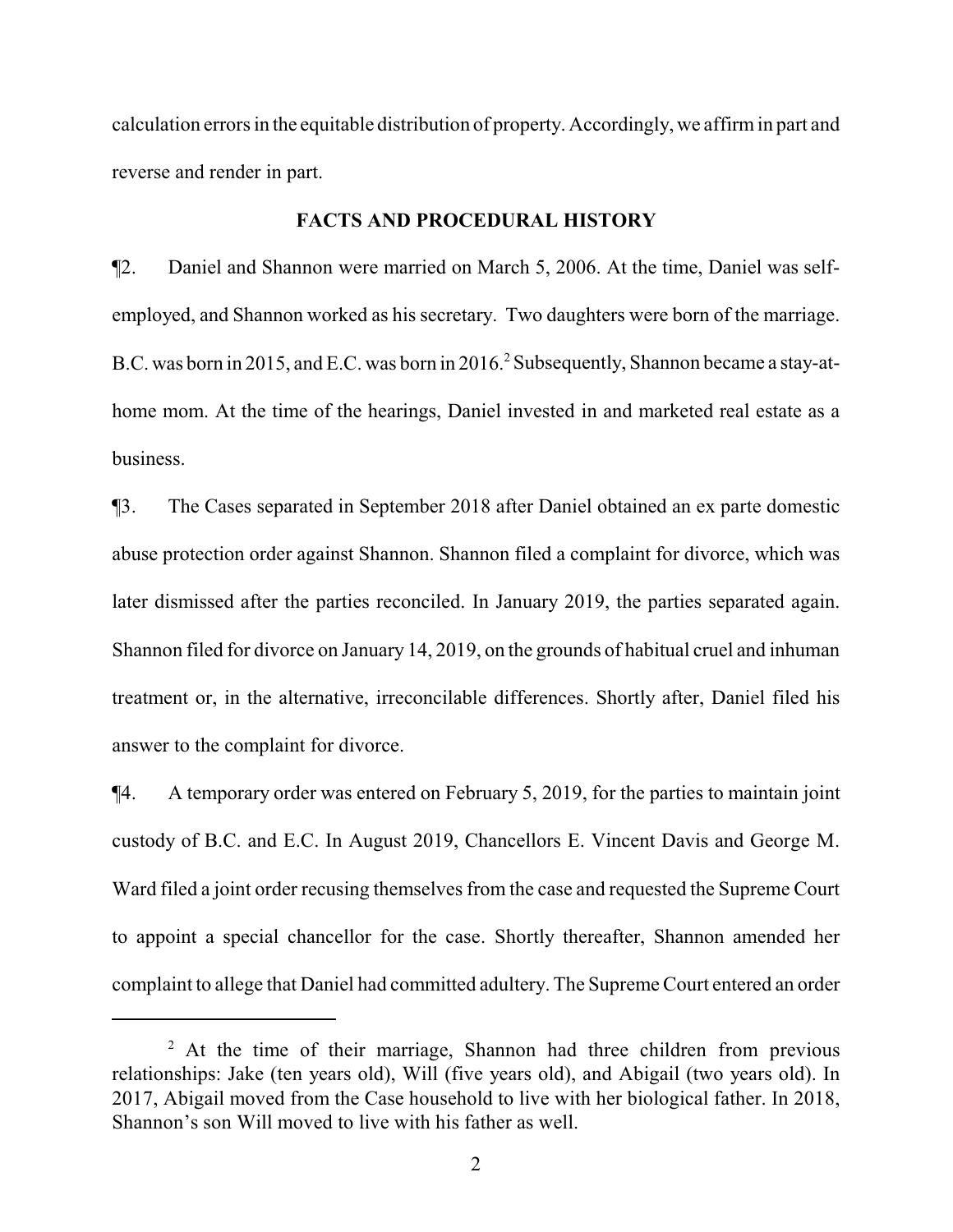calculation errors in the equitable distribution of property. Accordingly, we affirm in part and reverse and render in part.

## FACTS AND PROCEDURAL HISTORY

¶2. Daniel and Shannon were married on March 5, 2006. At the time, Daniel was self-employed, and Shannon worked as his secretary. Two daughters were born of the marriage. B.C. was born in 2015, and E.C. was born in 2016.[2] Subsequently, Shannon became a stay-at-home mom. At the time of the hearings, Daniel invested in and marketed real estate as a business.

¶3. The Cases separated in September 2018 after Daniel obtained an ex parte domestic abuse protection order against Shannon. Shannon filed a complaint for divorce, which was later dismissed after the parties reconciled. In January 2019, the parties separated again. Shannon filed for divorce on January 14, 2019, on the grounds of habitual cruel and inhuman treatment or, in the alternative, irreconcilable differences. Shortly after, Daniel filed his answer to the complaint for divorce.

¶4. A temporary order was entered on February 5, 2019, for the parties to maintain joint custody of B.C. and E.C. In August 2019, Chancellors E. Vincent Davis and George M. Ward filed a joint order recusing themselves from the case and requested the Supreme Court to appoint a special chancellor for the case. Shortly thereafter, Shannon amended her complaint to allege that Daniel had committed adultery. The Supreme Court entered an order

[2] At the time of their marriage, Shannon had three children from previous relationships: Jake (ten years old), Will (five years old), and Abigail (two years old). In 2017, Abigail moved from the Case household to live with her biological father. In 2018, Shannon's son Will moved to live with his father as well.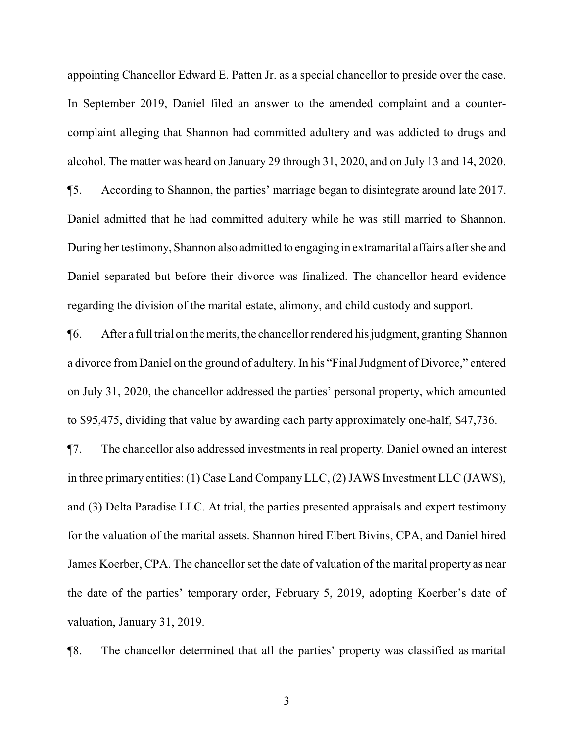appointing Chancellor Edward E. Patten Jr. as a special chancellor to preside over the case. In September 2019, Daniel filed an answer to the amended complaint and a counter-complaint alleging that Shannon had committed adultery and was addicted to drugs and alcohol. The matter was heard on January 29 through 31, 2020, and on July 13 and 14, 2020.

¶5. According to Shannon, the parties' marriage began to disintegrate around late 2017. Daniel admitted that he had committed adultery while he was still married to Shannon. During her testimony, Shannon also admitted to engaging in extramarital affairs after she and Daniel separated but before their divorce was finalized. The chancellor heard evidence regarding the division of the marital estate, alimony, and child custody and support.

¶6. After a full trial on the merits, the chancellor rendered his judgment, granting Shannon a divorce from Daniel on the ground of adultery. In his "Final Judgment of Divorce," entered on July 31, 2020, the chancellor addressed the parties' personal property, which amounted to $95,475, dividing that value by awarding each party approximately one-half, $47,736.

¶7. The chancellor also addressed investments in real property. Daniel owned an interest in three primary entities: (1) Case Land Company LLC, (2) JAWS Investment LLC (JAWS), and (3) Delta Paradise LLC. At trial, the parties presented appraisals and expert testimony for the valuation of the marital assets. Shannon hired Elbert Bivins, CPA, and Daniel hired James Koerber, CPA. The chancellor set the date of valuation of the marital property as near the date of the parties' temporary order, February 5, 2019, adopting Koerber's date of valuation, January 31, 2019.

¶8. The chancellor determined that all the parties' property was classified as marital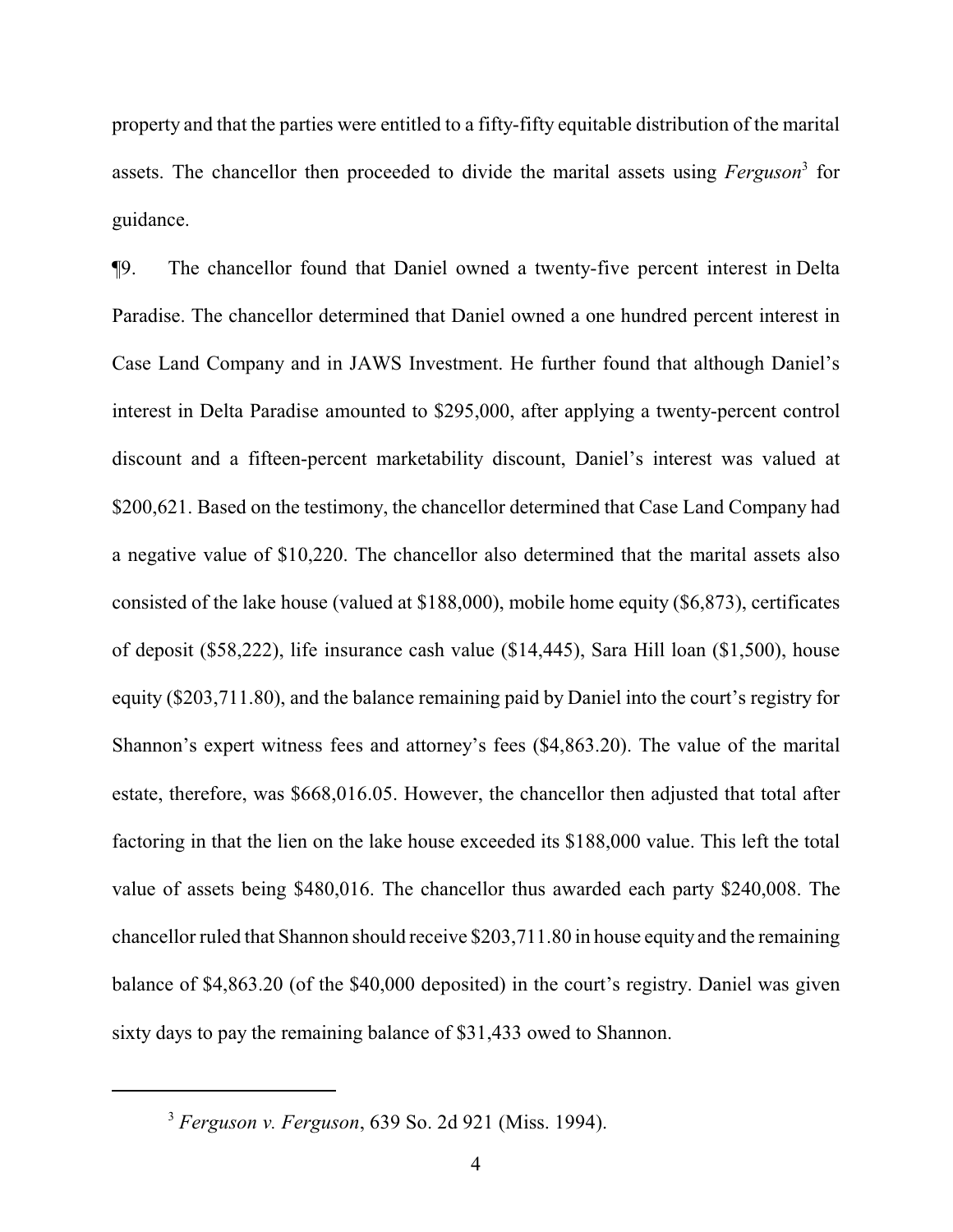property and that the parties were entitled to a fifty-fifty equitable distribution of the marital assets. The chancellor then proceeded to divide the marital assets using *Ferguson*[3] for guidance.

¶9. The chancellor found that Daniel owned a twenty-five percent interest in Delta Paradise. The chancellor determined that Daniel owned a one hundred percent interest in Case Land Company and in JAWS Investment. He further found that although Daniel's interest in Delta Paradise amounted to $295,000, after applying a twenty-percent control discount and a fifteen-percent marketability discount, Daniel's interest was valued at $200,621. Based on the testimony, the chancellor determined that Case Land Company had a negative value of $10,220. The chancellor also determined that the marital assets also consisted of the lake house (valued at $188,000), mobile home equity ($6,873), certificates of deposit ($58,222), life insurance cash value ($14,445), Sara Hill loan ($1,500), house equity ($203,711.80), and the balance remaining paid by Daniel into the court's registry for Shannon's expert witness fees and attorney's fees ($4,863.20). The value of the marital estate, therefore, was $668,016.05. However, the chancellor then adjusted that total after factoring in that the lien on the lake house exceeded its $188,000 value. This left the total value of assets being $480,016. The chancellor thus awarded each party $240,008. The chancellor ruled that Shannon should receive $203,711.80 in house equity and the remaining balance of $4,863.20 (of the $40,000 deposited) in the court's registry. Daniel was given sixty days to pay the remaining balance of $31,433 owed to Shannon.

---

[3] *Ferguson v. Ferguson*, 639 So. 2d 921 (Miss. 1994).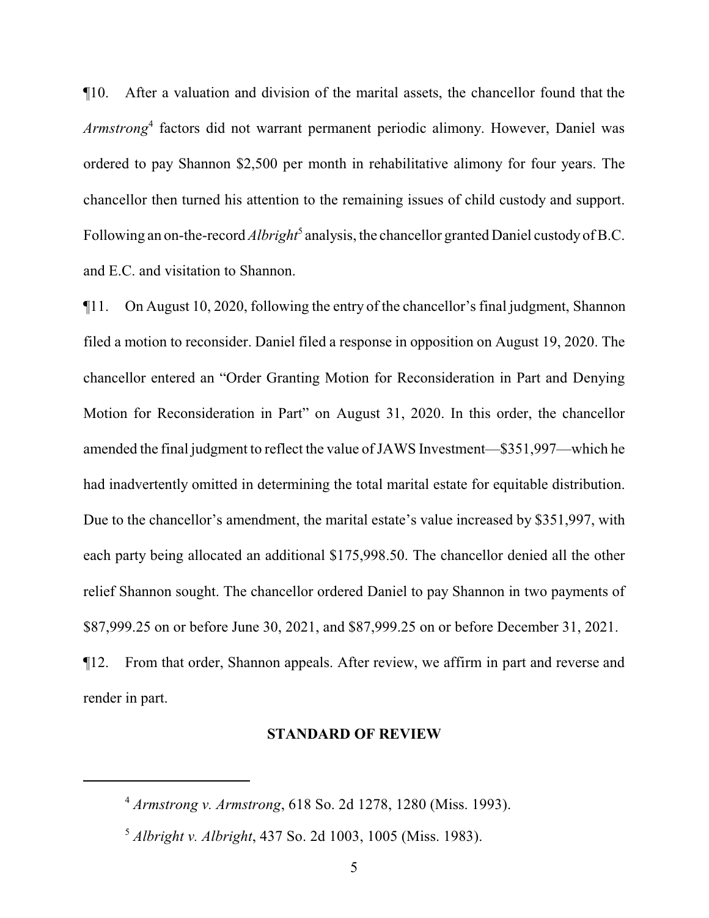¶10. After a valuation and division of the marital assets, the chancellor found that the *Armstrong*[4] factors did not warrant permanent periodic alimony. However, Daniel was ordered to pay Shannon $2,500 per month in rehabilitative alimony for four years. The chancellor then turned his attention to the remaining issues of child custody and support. Following an on-the-record *Albright*[5] analysis, the chancellor granted Daniel custody of B.C. and E.C. and visitation to Shannon.

¶11. On August 10, 2020, following the entry of the chancellor's final judgment, Shannon filed a motion to reconsider. Daniel filed a response in opposition on August 19, 2020. The chancellor entered an "Order Granting Motion for Reconsideration in Part and Denying Motion for Reconsideration in Part" on August 31, 2020. In this order, the chancellor amended the final judgment to reflect the value of JAWS Investment—$351,997—which he had inadvertently omitted in determining the total marital estate for equitable distribution. Due to the chancellor's amendment, the marital estate's value increased by $351,997, with each party being allocated an additional $175,998.50. The chancellor denied all the other relief Shannon sought. The chancellor ordered Daniel to pay Shannon in two payments of $87,999.25 on or before June 30, 2021, and $87,999.25 on or before December 31, 2021.

¶12. From that order, Shannon appeals. After review, we affirm in part and reverse and render in part.

## STANDARD OF REVIEW

---

[4] *Armstrong v. Armstrong*, 618 So. 2d 1278, 1280 (Miss. 1993).

[5] *Albright v. Albright*, 437 So. 2d 1003, 1005 (Miss. 1983).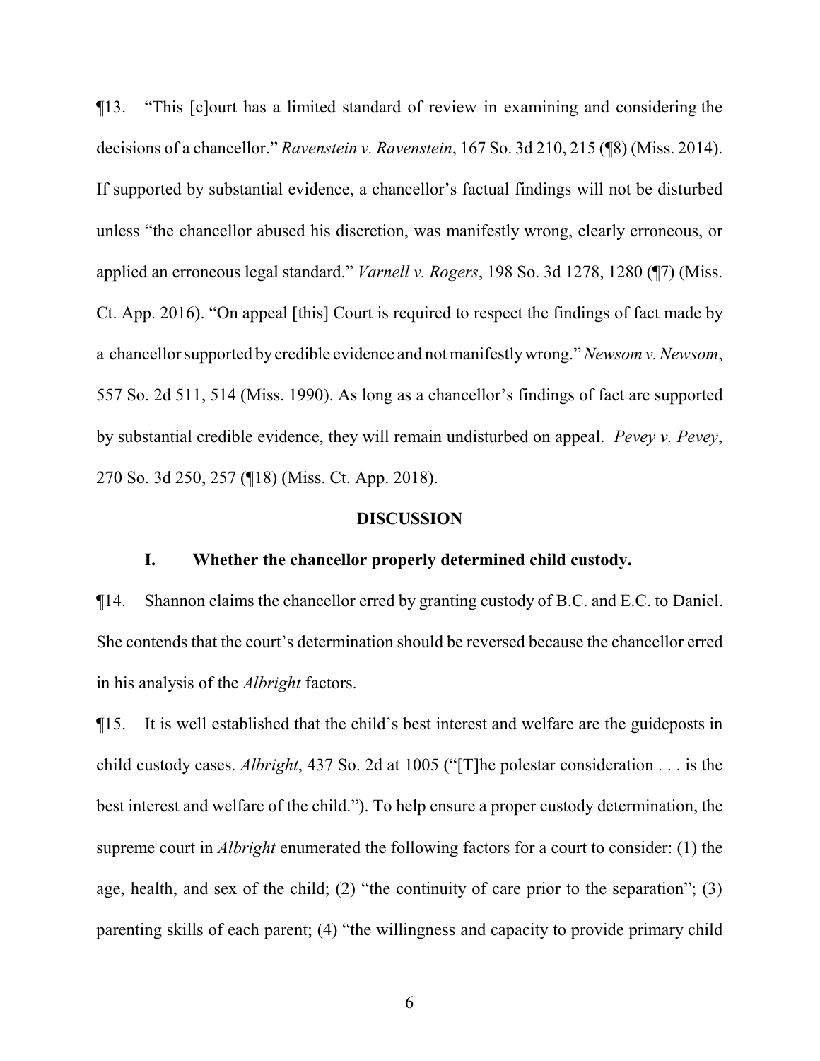¶13. "This [c]ourt has a limited standard of review in examining and considering the decisions of a chancellor." *Ravenstein v. Ravenstein*, 167 So. 3d 210, 215 (¶8) (Miss. 2014). If supported by substantial evidence, a chancellor's factual findings will not be disturbed unless "the chancellor abused his discretion, was manifestly wrong, clearly erroneous, or applied an erroneous legal standard." *Varnell v. Rogers*, 198 So. 3d 1278, 1280 (¶7) (Miss. Ct. App. 2016). "On appeal [this] Court is required to respect the findings of fact made by a chancellor supported by credible evidence and not manifestly wrong." *Newsom v. Newsom*, 557 So. 2d 511, 514 (Miss. 1990). As long as a chancellor's findings of fact are supported by substantial credible evidence, they will remain undisturbed on appeal. *Pevey v. Pevey*, 270 So. 3d 250, 257 (¶18) (Miss. Ct. App. 2018).

## DISCUSSION

### I. Whether the chancellor properly determined child custody.

¶14. Shannon claims the chancellor erred by granting custody of B.C. and E.C. to Daniel. She contends that the court's determination should be reversed because the chancellor erred in his analysis of the *Albright* factors.

¶15. It is well established that the child's best interest and welfare are the guideposts in child custody cases. *Albright*, 437 So. 2d at 1005 ("[T]he polestar consideration . . . is the best interest and welfare of the child."). To help ensure a proper custody determination, the supreme court in *Albright* enumerated the following factors for a court to consider: (1) the age, health, and sex of the child; (2) "the continuity of care prior to the separation"; (3) parenting skills of each parent; (4) "the willingness and capacity to provide primary child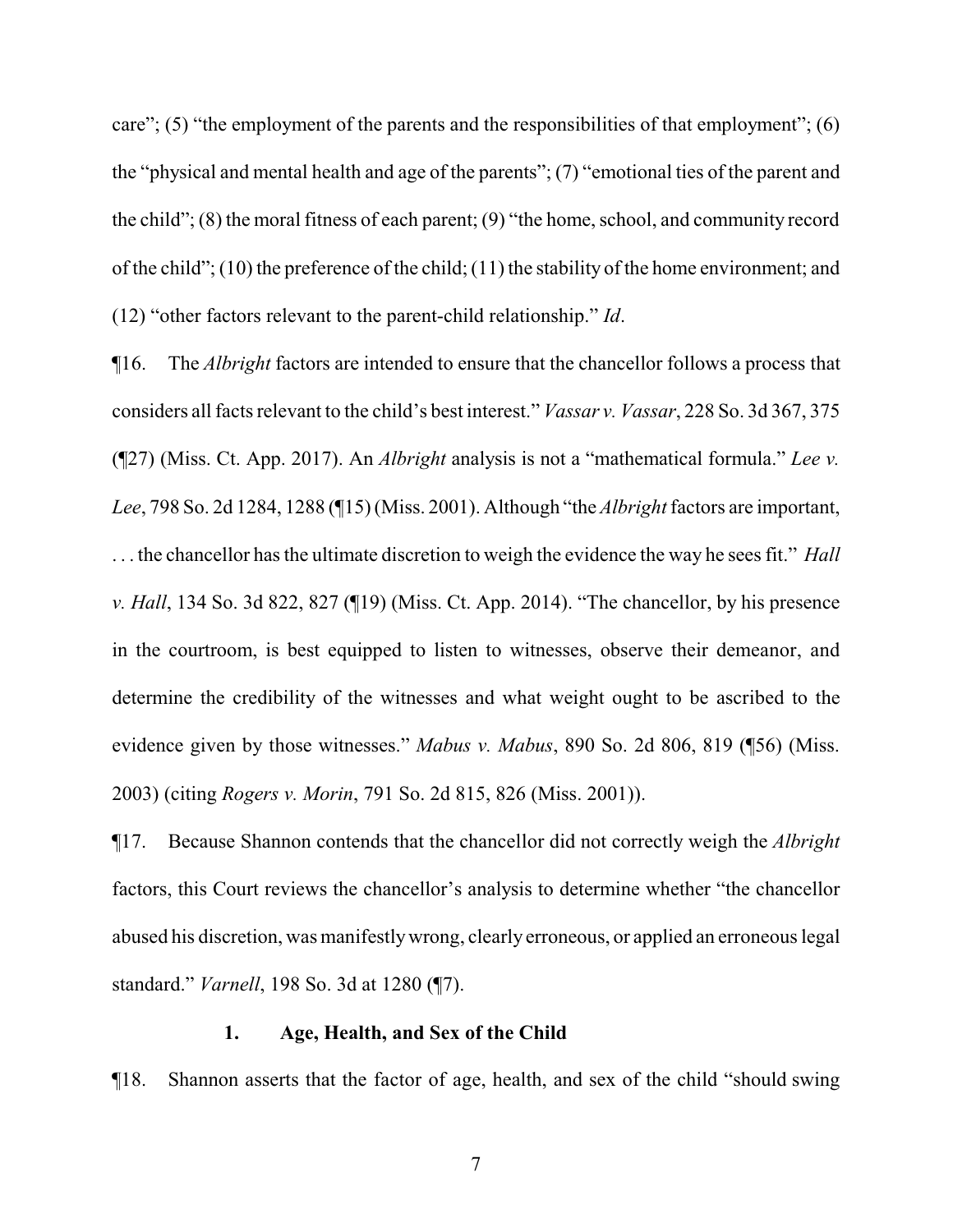care"; (5) "the employment of the parents and the responsibilities of that employment"; (6) the "physical and mental health and age of the parents"; (7) "emotional ties of the parent and the child"; (8) the moral fitness of each parent; (9) "the home, school, and community record of the child"; (10) the preference of the child; (11) the stability of the home environment; and (12) "other factors relevant to the parent-child relationship." *Id*.

¶16. The *Albright* factors are intended to ensure that the chancellor follows a process that considers all facts relevant to the child's best interest." *Vassar v. Vassar*, 228 So. 3d 367, 375 (¶27) (Miss. Ct. App. 2017). An *Albright* analysis is not a "mathematical formula." *Lee v. Lee*, 798 So. 2d 1284, 1288 (¶15) (Miss. 2001). Although "the *Albright* factors are important, . . . the chancellor has the ultimate discretion to weigh the evidence the way he sees fit." *Hall v. Hall*, 134 So. 3d 822, 827 (¶19) (Miss. Ct. App. 2014). "The chancellor, by his presence in the courtroom, is best equipped to listen to witnesses, observe their demeanor, and determine the credibility of the witnesses and what weight ought to be ascribed to the evidence given by those witnesses." *Mabus v. Mabus*, 890 So. 2d 806, 819 (¶56) (Miss. 2003) (citing *Rogers v. Morin*, 791 So. 2d 815, 826 (Miss. 2001)).

¶17. Because Shannon contends that the chancellor did not correctly weigh the *Albright* factors, this Court reviews the chancellor's analysis to determine whether "the chancellor abused his discretion, was manifestly wrong, clearly erroneous, or applied an erroneous legal standard." *Varnell*, 198 So. 3d at 1280 (¶7).

### 1. Age, Health, and Sex of the Child

¶18. Shannon asserts that the factor of age, health, and sex of the child "should swing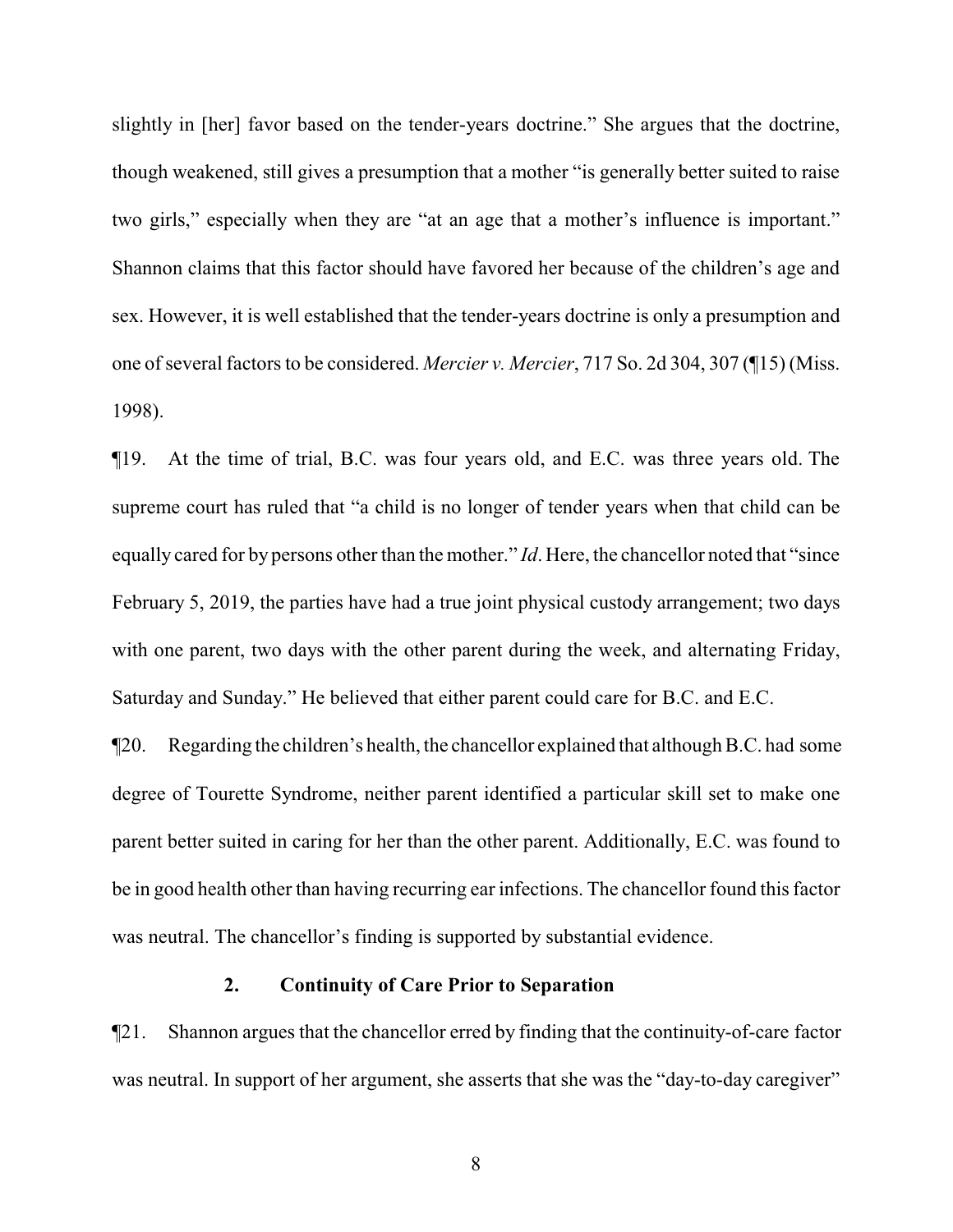slightly in [her] favor based on the tender-years doctrine." She argues that the doctrine, though weakened, still gives a presumption that a mother "is generally better suited to raise two girls," especially when they are "at an age that a mother's influence is important." Shannon claims that this factor should have favored her because of the children's age and sex. However, it is well established that the tender-years doctrine is only a presumption and one of several factors to be considered. *Mercier v. Mercier*, 717 So. 2d 304, 307 (¶15) (Miss. 1998).

¶19. At the time of trial, B.C. was four years old, and E.C. was three years old. The supreme court has ruled that "a child is no longer of tender years when that child can be equally cared for by persons other than the mother." *Id*. Here, the chancellor noted that "since February 5, 2019, the parties have had a true joint physical custody arrangement; two days with one parent, two days with the other parent during the week, and alternating Friday, Saturday and Sunday." He believed that either parent could care for B.C. and E.C.

¶20. Regarding the children's health, the chancellor explained that although B.C. had some degree of Tourette Syndrome, neither parent identified a particular skill set to make one parent better suited in caring for her than the other parent. Additionally, E.C. was found to be in good health other than having recurring ear infections. The chancellor found this factor was neutral. The chancellor's finding is supported by substantial evidence.

### 2. Continuity of Care Prior to Separation

¶21. Shannon argues that the chancellor erred by finding that the continuity-of-care factor was neutral. In support of her argument, she asserts that she was the "day-to-day caregiver"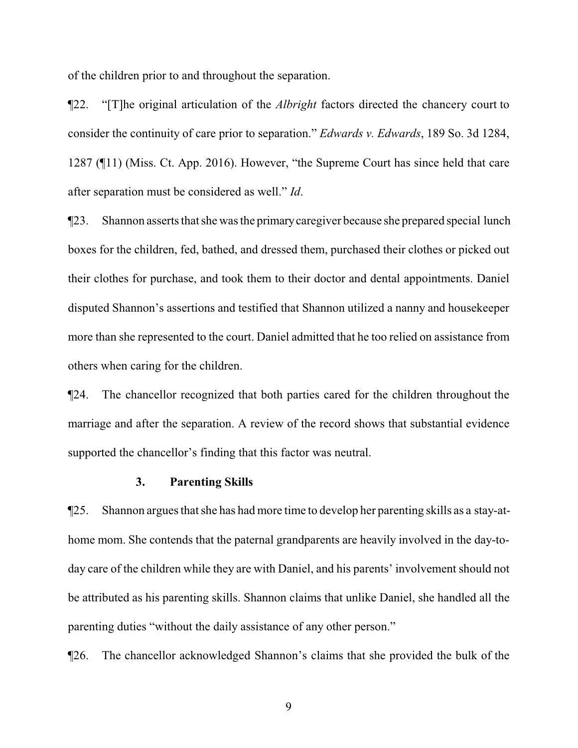of the children prior to and throughout the separation.

¶22. "[T]he original articulation of the *Albright* factors directed the chancery court to consider the continuity of care prior to separation." *Edwards v. Edwards*, 189 So. 3d 1284, 1287 (¶11) (Miss. Ct. App. 2016). However, "the Supreme Court has since held that care after separation must be considered as well." *Id*.

¶23. Shannon asserts that she was the primary caregiver because she prepared special lunch boxes for the children, fed, bathed, and dressed them, purchased their clothes or picked out their clothes for purchase, and took them to their doctor and dental appointments. Daniel disputed Shannon's assertions and testified that Shannon utilized a nanny and housekeeper more than she represented to the court. Daniel admitted that he too relied on assistance from others when caring for the children.

¶24. The chancellor recognized that both parties cared for the children throughout the marriage and after the separation. A review of the record shows that substantial evidence supported the chancellor's finding that this factor was neutral.

### 3. Parenting Skills

¶25. Shannon argues that she has had more time to develop her parenting skills as a stay-at-home mom. She contends that the paternal grandparents are heavily involved in the day-to-day care of the children while they are with Daniel, and his parents' involvement should not be attributed as his parenting skills. Shannon claims that unlike Daniel, she handled all the parenting duties "without the daily assistance of any other person."

¶26. The chancellor acknowledged Shannon's claims that she provided the bulk of the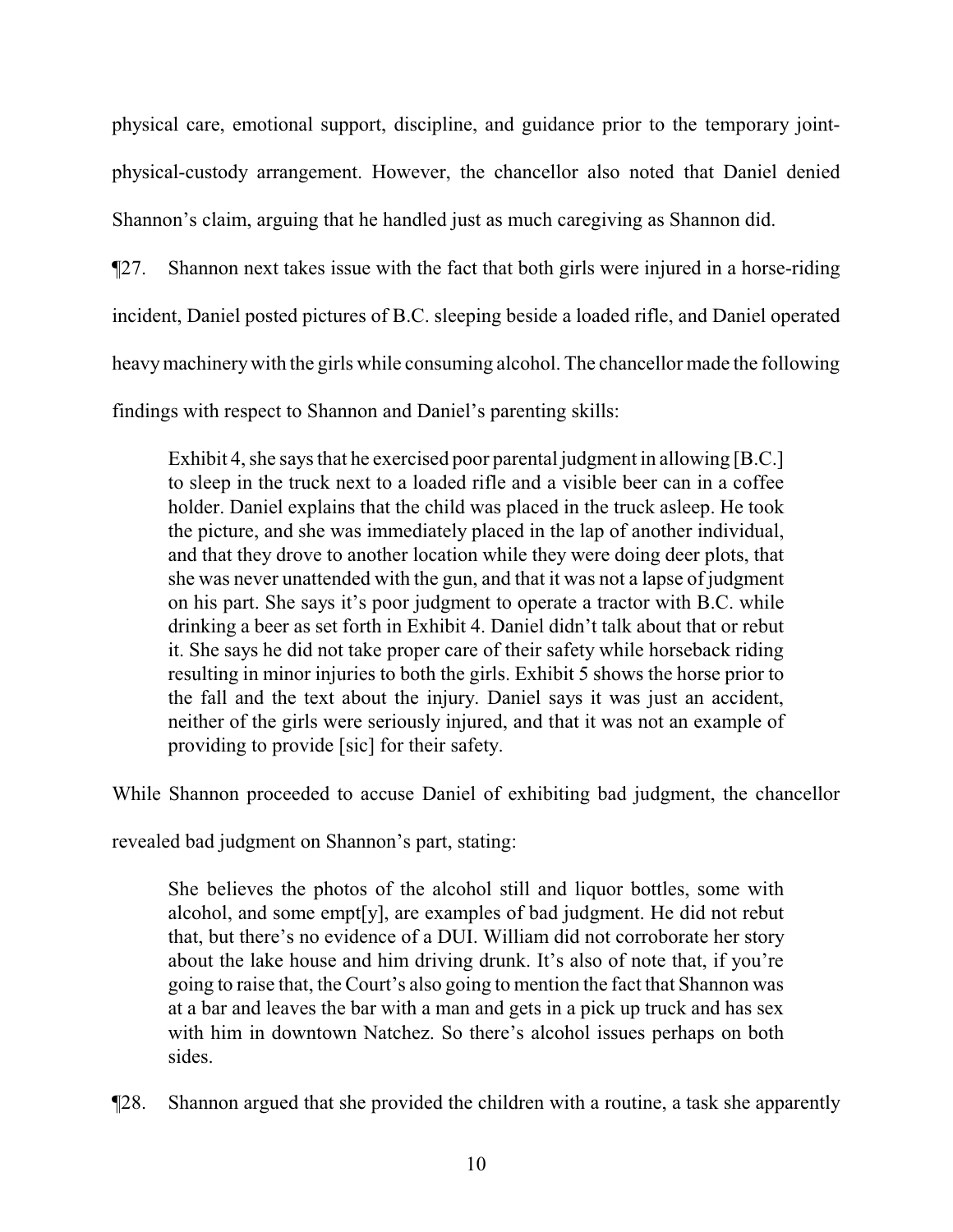physical care, emotional support, discipline, and guidance prior to the temporary joint-physical-custody arrangement. However, the chancellor also noted that Daniel denied Shannon's claim, arguing that he handled just as much caregiving as Shannon did.

¶27. Shannon next takes issue with the fact that both girls were injured in a horse-riding incident, Daniel posted pictures of B.C. sleeping beside a loaded rifle, and Daniel operated heavy machinery with the girls while consuming alcohol. The chancellor made the following findings with respect to Shannon and Daniel's parenting skills:

> Exhibit 4, she says that he exercised poor parental judgment in allowing [B.C.] to sleep in the truck next to a loaded rifle and a visible beer can in a coffee holder. Daniel explains that the child was placed in the truck asleep. He took the picture, and she was immediately placed in the lap of another individual, and that they drove to another location while they were doing deer plots, that she was never unattended with the gun, and that it was not a lapse of judgment on his part. She says it's poor judgment to operate a tractor with B.C. while drinking a beer as set forth in Exhibit 4. Daniel didn't talk about that or rebut it. She says he did not take proper care of their safety while horseback riding resulting in minor injuries to both the girls. Exhibit 5 shows the horse prior to the fall and the text about the injury. Daniel says it was just an accident, neither of the girls were seriously injured, and that it was not an example of providing to provide [sic] for their safety.

While Shannon proceeded to accuse Daniel of exhibiting bad judgment, the chancellor revealed bad judgment on Shannon's part, stating:

> She believes the photos of the alcohol still and liquor bottles, some with alcohol, and some empt[y], are examples of bad judgment. He did not rebut that, but there's no evidence of a DUI. William did not corroborate her story about the lake house and him driving drunk. It's also of note that, if you're going to raise that, the Court's also going to mention the fact that Shannon was at a bar and leaves the bar with a man and gets in a pick up truck and has sex with him in downtown Natchez. So there's alcohol issues perhaps on both sides.

¶28. Shannon argued that she provided the children with a routine, a task she apparently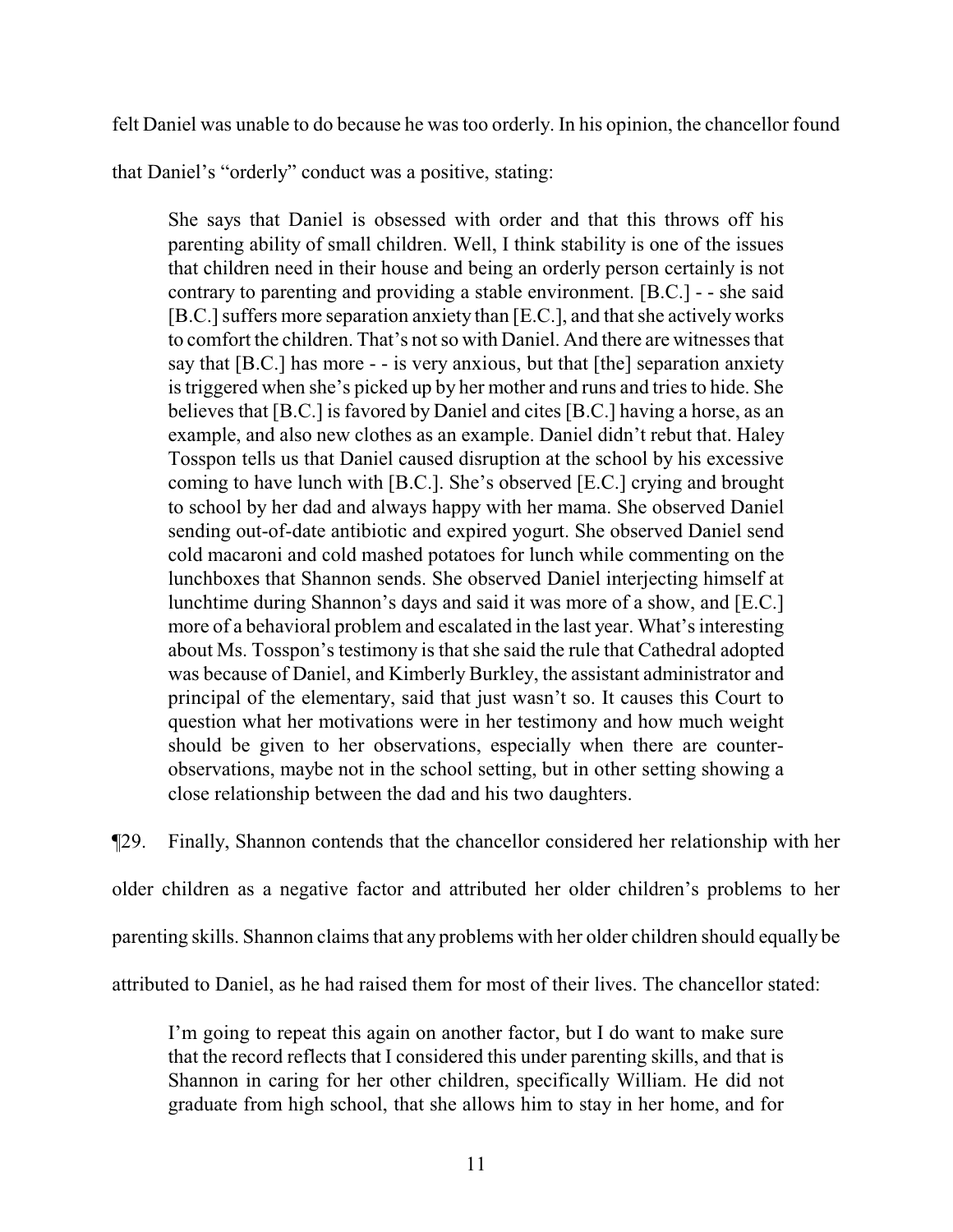felt Daniel was unable to do because he was too orderly. In his opinion, the chancellor found that Daniel's "orderly" conduct was a positive, stating:

> She says that Daniel is obsessed with order and that this throws off his parenting ability of small children. Well, I think stability is one of the issues that children need in their house and being an orderly person certainly is not contrary to parenting and providing a stable environment. [B.C.] - - she said [B.C.] suffers more separation anxiety than [E.C.], and that she actively works to comfort the children. That's not so with Daniel. And there are witnesses that say that [B.C.] has more - - is very anxious, but that [the] separation anxiety is triggered when she's picked up by her mother and runs and tries to hide. She believes that [B.C.] is favored by Daniel and cites [B.C.] having a horse, as an example, and also new clothes as an example. Daniel didn't rebut that. Haley Tosspon tells us that Daniel caused disruption at the school by his excessive coming to have lunch with [B.C.]. She's observed [E.C.] crying and brought to school by her dad and always happy with her mama. She observed Daniel sending out-of-date antibiotic and expired yogurt. She observed Daniel send cold macaroni and cold mashed potatoes for lunch while commenting on the lunchboxes that Shannon sends. She observed Daniel interjecting himself at lunchtime during Shannon's days and said it was more of a show, and [E.C.] more of a behavioral problem and escalated in the last year. What's interesting about Ms. Tosspon's testimony is that she said the rule that Cathedral adopted was because of Daniel, and Kimberly Burkley, the assistant administrator and principal of the elementary, said that just wasn't so. It causes this Court to question what her motivations were in her testimony and how much weight should be given to her observations, especially when there are counter-observations, maybe not in the school setting, but in other setting showing a close relationship between the dad and his two daughters.

¶29. Finally, Shannon contends that the chancellor considered her relationship with her older children as a negative factor and attributed her older children's problems to her parenting skills. Shannon claims that any problems with her older children should equally be attributed to Daniel, as he had raised them for most of their lives. The chancellor stated:

> I'm going to repeat this again on another factor, but I do want to make sure that the record reflects that I considered this under parenting skills, and that is Shannon in caring for her other children, specifically William. He did not graduate from high school, that she allows him to stay in her home, and for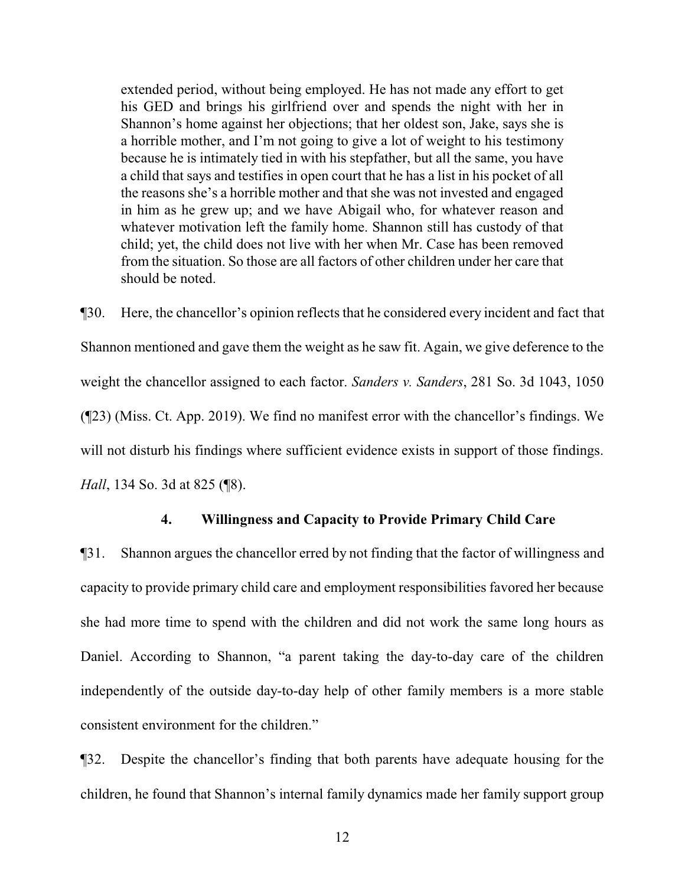> extended period, without being employed. He has not made any effort to get his GED and brings his girlfriend over and spends the night with her in Shannon's home against her objections; that her oldest son, Jake, says she is a horrible mother, and I'm not going to give a lot of weight to his testimony because he is intimately tied in with his stepfather, but all the same, you have a child that says and testifies in open court that he has a list in his pocket of all the reasons she's a horrible mother and that she was not invested and engaged in him as he grew up; and we have Abigail who, for whatever reason and whatever motivation left the family home. Shannon still has custody of that child; yet, the child does not live with her when Mr. Case has been removed from the situation. So those are all factors of other children under her care that should be noted.

¶30. Here, the chancellor's opinion reflects that he considered every incident and fact that Shannon mentioned and gave them the weight as he saw fit. Again, we give deference to the weight the chancellor assigned to each factor. *Sanders v. Sanders*, 281 So. 3d 1043, 1050 (¶23) (Miss. Ct. App. 2019). We find no manifest error with the chancellor's findings. We will not disturb his findings where sufficient evidence exists in support of those findings. *Hall*, 134 So. 3d at 825 (¶8).

### 4. Willingness and Capacity to Provide Primary Child Care

¶31. Shannon argues the chancellor erred by not finding that the factor of willingness and capacity to provide primary child care and employment responsibilities favored her because she had more time to spend with the children and did not work the same long hours as Daniel. According to Shannon, "a parent taking the day-to-day care of the children independently of the outside day-to-day help of other family members is a more stable consistent environment for the children."

¶32. Despite the chancellor's finding that both parents have adequate housing for the children, he found that Shannon's internal family dynamics made her family support group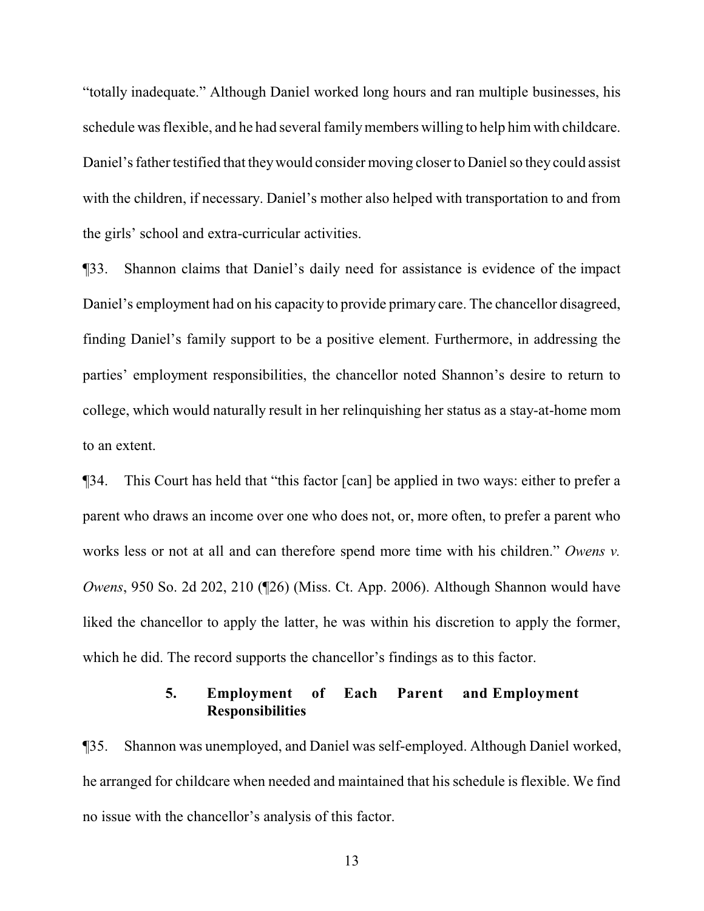"totally inadequate." Although Daniel worked long hours and ran multiple businesses, his schedule was flexible, and he had several family members willing to help him with childcare. Daniel's father testified that they would consider moving closer to Daniel so they could assist with the children, if necessary. Daniel's mother also helped with transportation to and from the girls' school and extra-curricular activities.

¶33. Shannon claims that Daniel's daily need for assistance is evidence of the impact Daniel's employment had on his capacity to provide primary care. The chancellor disagreed, finding Daniel's family support to be a positive element. Furthermore, in addressing the parties' employment responsibilities, the chancellor noted Shannon's desire to return to college, which would naturally result in her relinquishing her status as a stay-at-home mom to an extent.

¶34. This Court has held that "this factor [can] be applied in two ways: either to prefer a parent who draws an income over one who does not, or, more often, to prefer a parent who works less or not at all and can therefore spend more time with his children." *Owens v. Owens*, 950 So. 2d 202, 210 (¶26) (Miss. Ct. App. 2006). Although Shannon would have liked the chancellor to apply the latter, he was within his discretion to apply the former, which he did. The record supports the chancellor's findings as to this factor.

### 5. Employment of Each Parent and Employment Responsibilities

¶35. Shannon was unemployed, and Daniel was self-employed. Although Daniel worked, he arranged for childcare when needed and maintained that his schedule is flexible. We find no issue with the chancellor's analysis of this factor.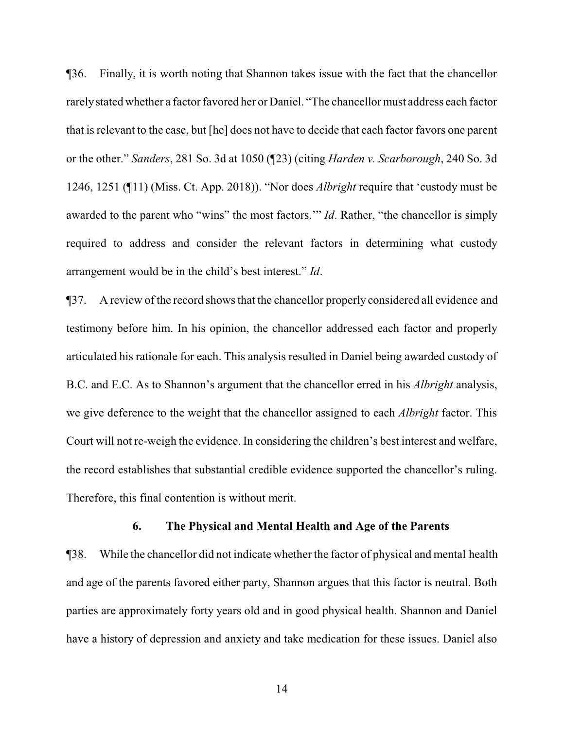¶36. Finally, it is worth noting that Shannon takes issue with the fact that the chancellor rarely stated whether a factor favored her or Daniel. "The chancellor must address each factor that is relevant to the case, but [he] does not have to decide that each factor favors one parent or the other." *Sanders*, 281 So. 3d at 1050 (¶23) (citing *Harden v. Scarborough*, 240 So. 3d 1246, 1251 (¶11) (Miss. Ct. App. 2018)). "Nor does *Albright* require that 'custody must be awarded to the parent who "wins" the most factors.'" *Id*. Rather, "the chancellor is simply required to address and consider the relevant factors in determining what custody arrangement would be in the child's best interest." *Id*.

¶37. A review of the record shows that the chancellor properly considered all evidence and testimony before him. In his opinion, the chancellor addressed each factor and properly articulated his rationale for each. This analysis resulted in Daniel being awarded custody of B.C. and E.C. As to Shannon's argument that the chancellor erred in his *Albright* analysis, we give deference to the weight that the chancellor assigned to each *Albright* factor. This Court will not re-weigh the evidence. In considering the children's best interest and welfare, the record establishes that substantial credible evidence supported the chancellor's ruling. Therefore, this final contention is without merit.

### 6. The Physical and Mental Health and Age of the Parents

¶38. While the chancellor did not indicate whether the factor of physical and mental health and age of the parents favored either party, Shannon argues that this factor is neutral. Both parties are approximately forty years old and in good physical health. Shannon and Daniel have a history of depression and anxiety and take medication for these issues. Daniel also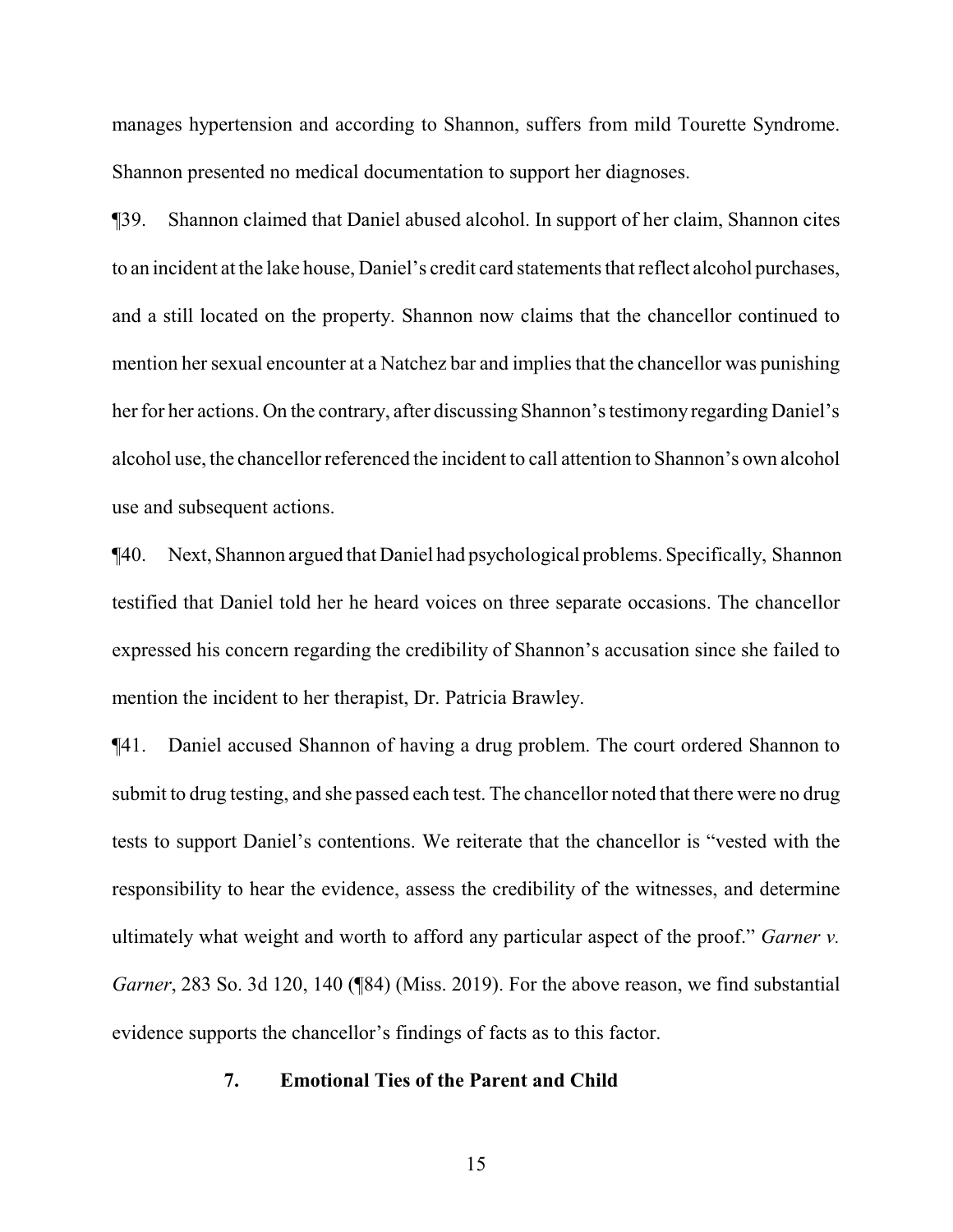manages hypertension and according to Shannon, suffers from mild Tourette Syndrome. Shannon presented no medical documentation to support her diagnoses.

¶39. Shannon claimed that Daniel abused alcohol. In support of her claim, Shannon cites to an incident at the lake house, Daniel's credit card statements that reflect alcohol purchases, and a still located on the property. Shannon now claims that the chancellor continued to mention her sexual encounter at a Natchez bar and implies that the chancellor was punishing her for her actions. On the contrary, after discussing Shannon's testimony regarding Daniel's alcohol use, the chancellor referenced the incident to call attention to Shannon's own alcohol use and subsequent actions.

¶40. Next, Shannon argued that Daniel had psychological problems. Specifically, Shannon testified that Daniel told her he heard voices on three separate occasions. The chancellor expressed his concern regarding the credibility of Shannon's accusation since she failed to mention the incident to her therapist, Dr. Patricia Brawley.

¶41. Daniel accused Shannon of having a drug problem. The court ordered Shannon to submit to drug testing, and she passed each test. The chancellor noted that there were no drug tests to support Daniel's contentions. We reiterate that the chancellor is "vested with the responsibility to hear the evidence, assess the credibility of the witnesses, and determine ultimately what weight and worth to afford any particular aspect of the proof." *Garner v. Garner*, 283 So. 3d 120, 140 (¶84) (Miss. 2019). For the above reason, we find substantial evidence supports the chancellor's findings of facts as to this factor.

### 7. Emotional Ties of the Parent and Child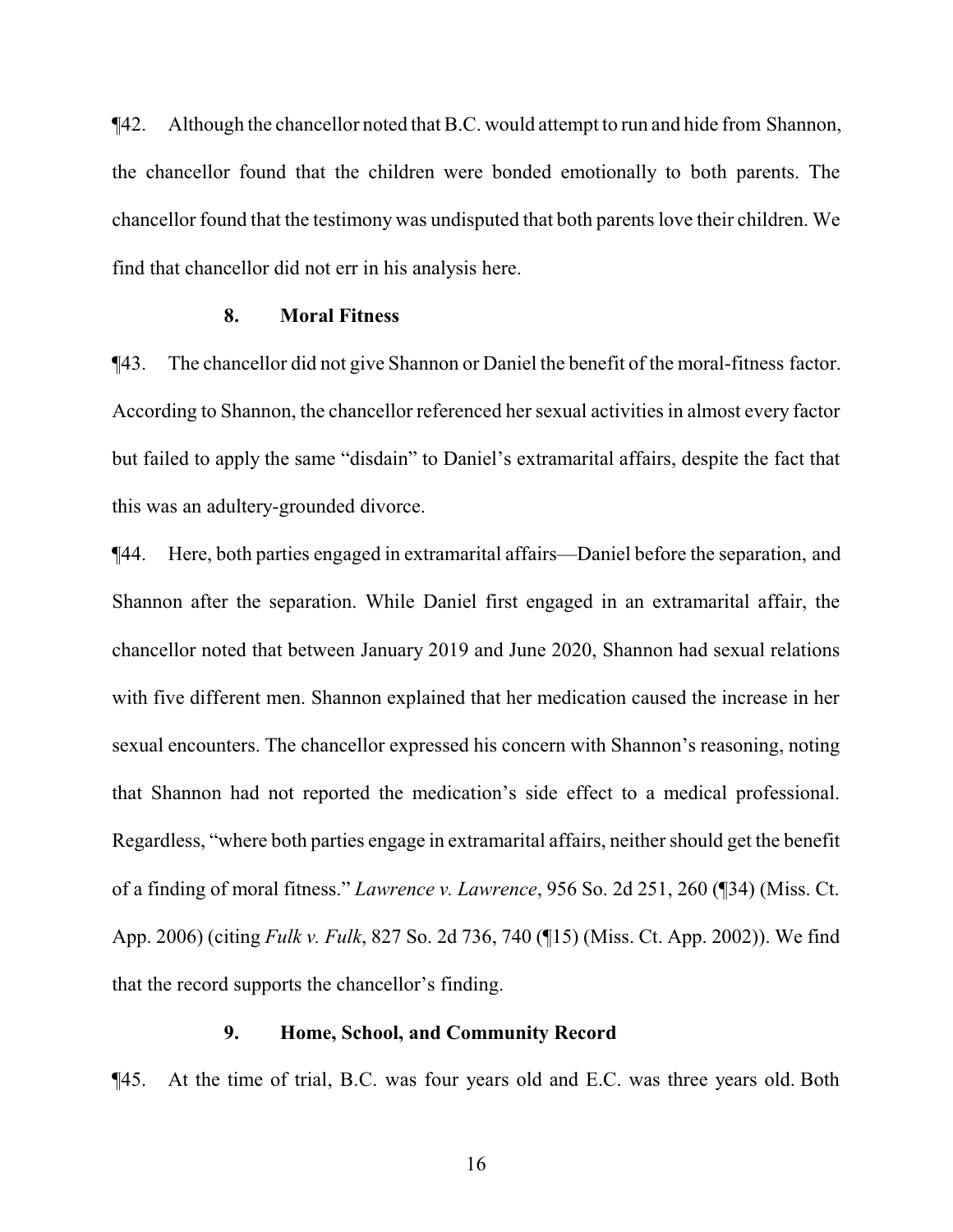¶42. Although the chancellor noted that B.C. would attempt to run and hide from Shannon, the chancellor found that the children were bonded emotionally to both parents. The chancellor found that the testimony was undisputed that both parents love their children. We find that chancellor did not err in his analysis here.

### 8. Moral Fitness

¶43. The chancellor did not give Shannon or Daniel the benefit of the moral-fitness factor. According to Shannon, the chancellor referenced her sexual activities in almost every factor but failed to apply the same "disdain" to Daniel's extramarital affairs, despite the fact that this was an adultery-grounded divorce.

¶44. Here, both parties engaged in extramarital affairs—Daniel before the separation, and Shannon after the separation. While Daniel first engaged in an extramarital affair, the chancellor noted that between January 2019 and June 2020, Shannon had sexual relations with five different men. Shannon explained that her medication caused the increase in her sexual encounters. The chancellor expressed his concern with Shannon's reasoning, noting that Shannon had not reported the medication's side effect to a medical professional. Regardless, "where both parties engage in extramarital affairs, neither should get the benefit of a finding of moral fitness." *Lawrence v. Lawrence*, 956 So. 2d 251, 260 (¶34) (Miss. Ct. App. 2006) (citing *Fulk v. Fulk*, 827 So. 2d 736, 740 (¶15) (Miss. Ct. App. 2002)). We find that the record supports the chancellor's finding.

### 9. Home, School, and Community Record

¶45. At the time of trial, B.C. was four years old and E.C. was three years old. Both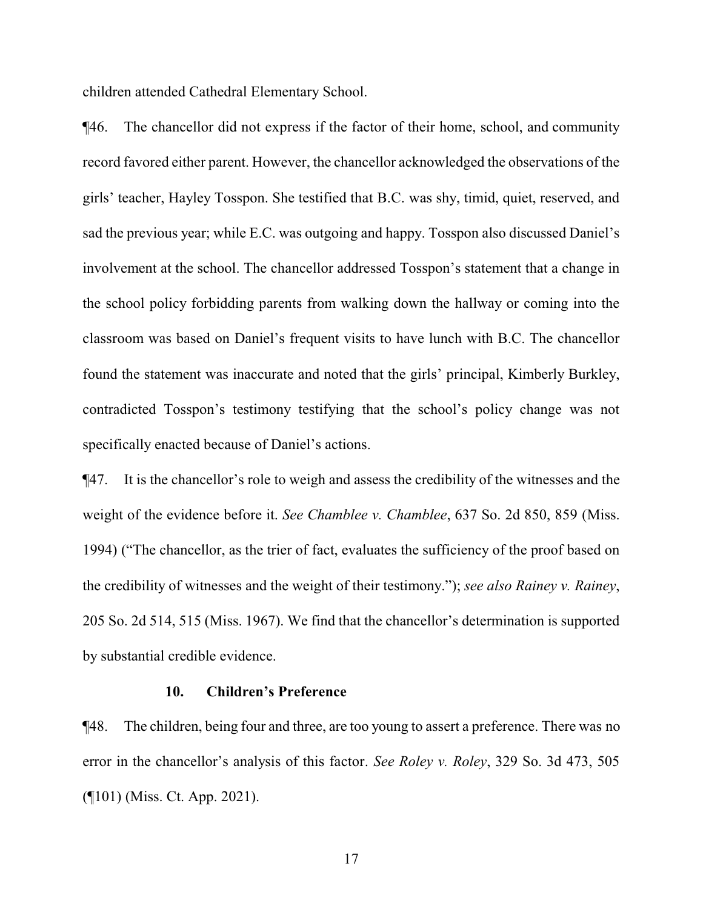children attended Cathedral Elementary School.

¶46. The chancellor did not express if the factor of their home, school, and community record favored either parent. However, the chancellor acknowledged the observations of the girls' teacher, Hayley Tosspon. She testified that B.C. was shy, timid, quiet, reserved, and sad the previous year; while E.C. was outgoing and happy. Tosspon also discussed Daniel's involvement at the school. The chancellor addressed Tosspon's statement that a change in the school policy forbidding parents from walking down the hallway or coming into the classroom was based on Daniel's frequent visits to have lunch with B.C. The chancellor found the statement was inaccurate and noted that the girls' principal, Kimberly Burkley, contradicted Tosspon's testimony testifying that the school's policy change was not specifically enacted because of Daniel's actions.

¶47. It is the chancellor's role to weigh and assess the credibility of the witnesses and the weight of the evidence before it. *See Chamblee v. Chamblee*, 637 So. 2d 850, 859 (Miss. 1994) ("The chancellor, as the trier of fact, evaluates the sufficiency of the proof based on the credibility of witnesses and the weight of their testimony."); *see also Rainey v. Rainey*, 205 So. 2d 514, 515 (Miss. 1967). We find that the chancellor's determination is supported by substantial credible evidence.

### 10. Children's Preference

¶48. The children, being four and three, are too young to assert a preference. There was no error in the chancellor's analysis of this factor. *See Roley v. Roley*, 329 So. 3d 473, 505 (¶101) (Miss. Ct. App. 2021).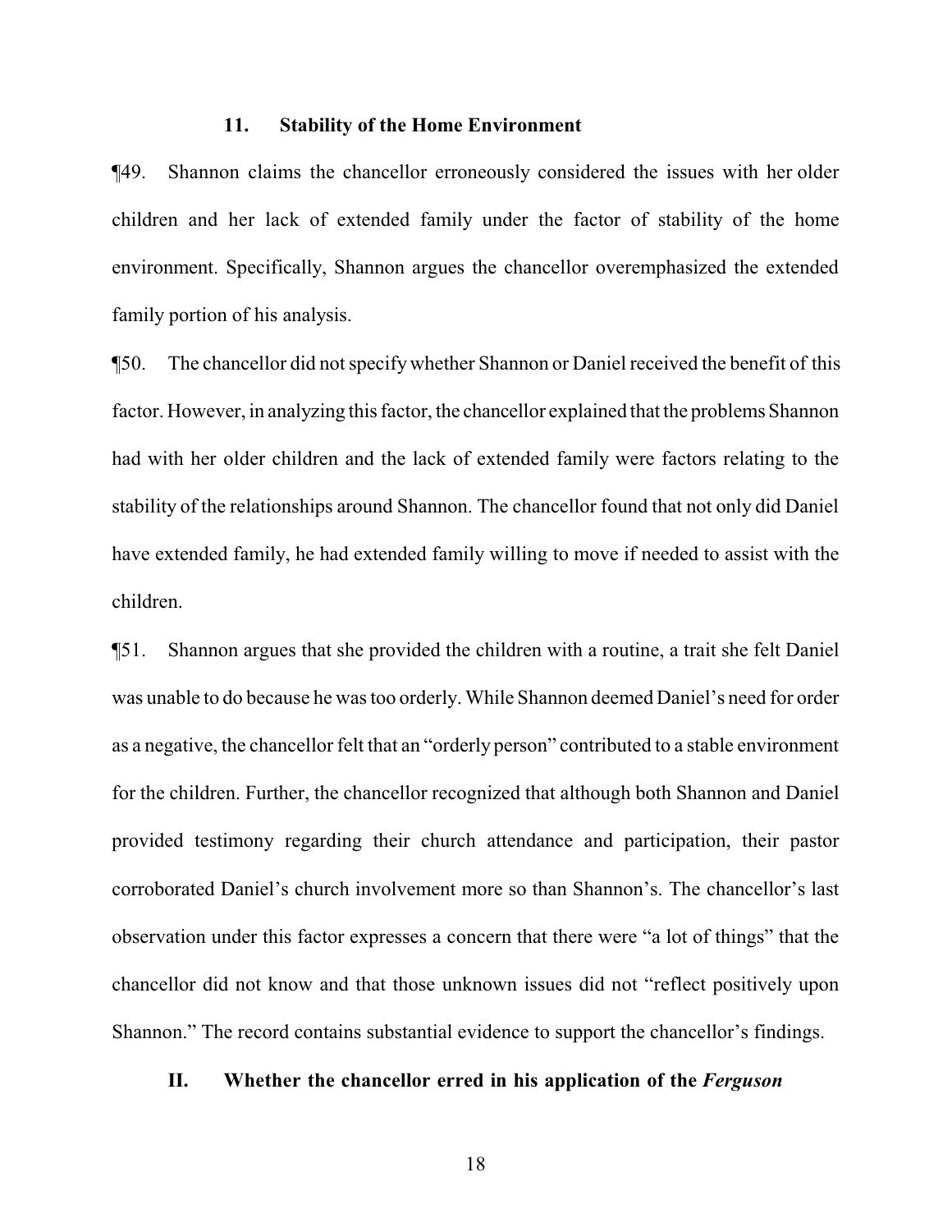### 11. Stability of the Home Environment

¶49. Shannon claims the chancellor erroneously considered the issues with her older children and her lack of extended family under the factor of stability of the home environment. Specifically, Shannon argues the chancellor overemphasized the extended family portion of his analysis.

¶50. The chancellor did not specify whether Shannon or Daniel received the benefit of this factor. However, in analyzing this factor, the chancellor explained that the problems Shannon had with her older children and the lack of extended family were factors relating to the stability of the relationships around Shannon. The chancellor found that not only did Daniel have extended family, he had extended family willing to move if needed to assist with the children.

¶51. Shannon argues that she provided the children with a routine, a trait she felt Daniel was unable to do because he was too orderly. While Shannon deemed Daniel's need for order as a negative, the chancellor felt that an "orderly person" contributed to a stable environment for the children. Further, the chancellor recognized that although both Shannon and Daniel provided testimony regarding their church attendance and participation, their pastor corroborated Daniel's church involvement more so than Shannon's. The chancellor's last observation under this factor expresses a concern that there were "a lot of things" that the chancellor did not know and that those unknown issues did not "reflect positively upon Shannon." The record contains substantial evidence to support the chancellor's findings.

## II. Whether the chancellor erred in his application of the *Ferguson*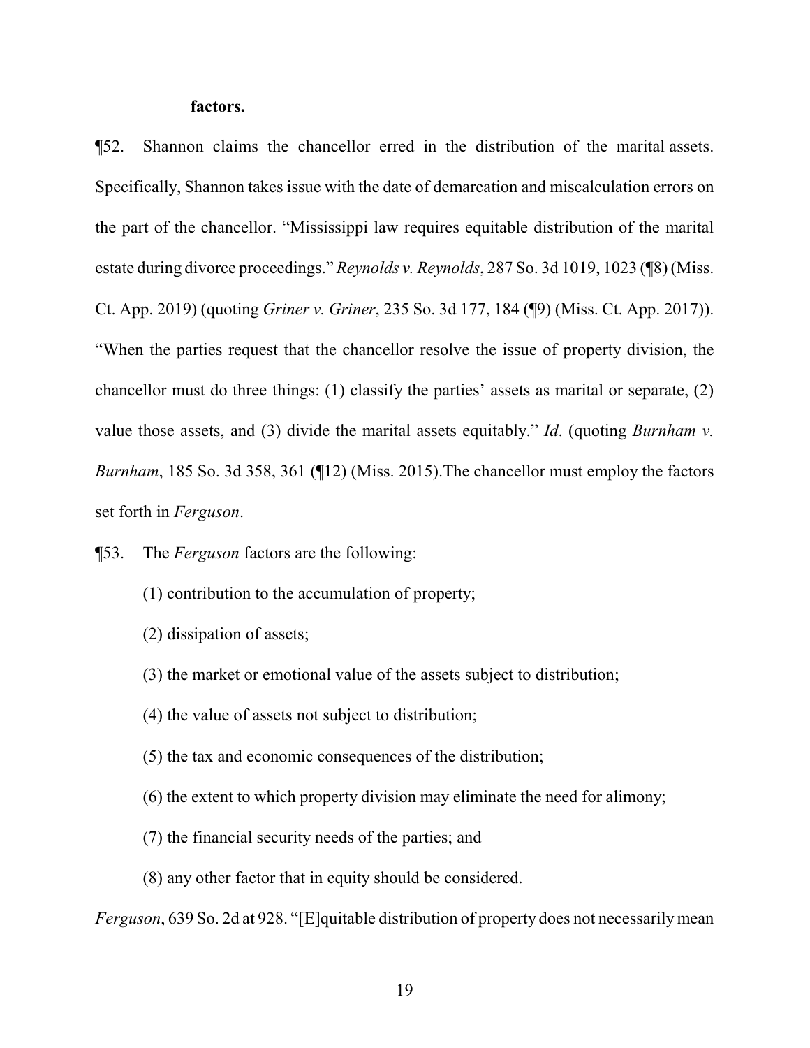**factors.**

¶52. Shannon claims the chancellor erred in the distribution of the marital assets. Specifically, Shannon takes issue with the date of demarcation and miscalculation errors on the part of the chancellor. "Mississippi law requires equitable distribution of the marital estate during divorce proceedings." *Reynolds v. Reynolds*, 287 So. 3d 1019, 1023 (¶8) (Miss. Ct. App. 2019) (quoting *Griner v. Griner*, 235 So. 3d 177, 184 (¶9) (Miss. Ct. App. 2017)). "When the parties request that the chancellor resolve the issue of property division, the chancellor must do three things: (1) classify the parties' assets as marital or separate, (2) value those assets, and (3) divide the marital assets equitably." *Id*. (quoting *Burnham v. Burnham*, 185 So. 3d 358, 361 (¶12) (Miss. 2015).The chancellor must employ the factors set forth in *Ferguson*.

¶53. The *Ferguson* factors are the following:

> (1) contribution to the accumulation of property;
>
> (2) dissipation of assets;
>
> (3) the market or emotional value of the assets subject to distribution;
>
> (4) the value of assets not subject to distribution;
>
> (5) the tax and economic consequences of the distribution;
>
> (6) the extent to which property division may eliminate the need for alimony;
>
> (7) the financial security needs of the parties; and
>
> (8) any other factor that in equity should be considered.

*Ferguson*, 639 So. 2d at 928. "[E]quitable distribution of property does not necessarily mean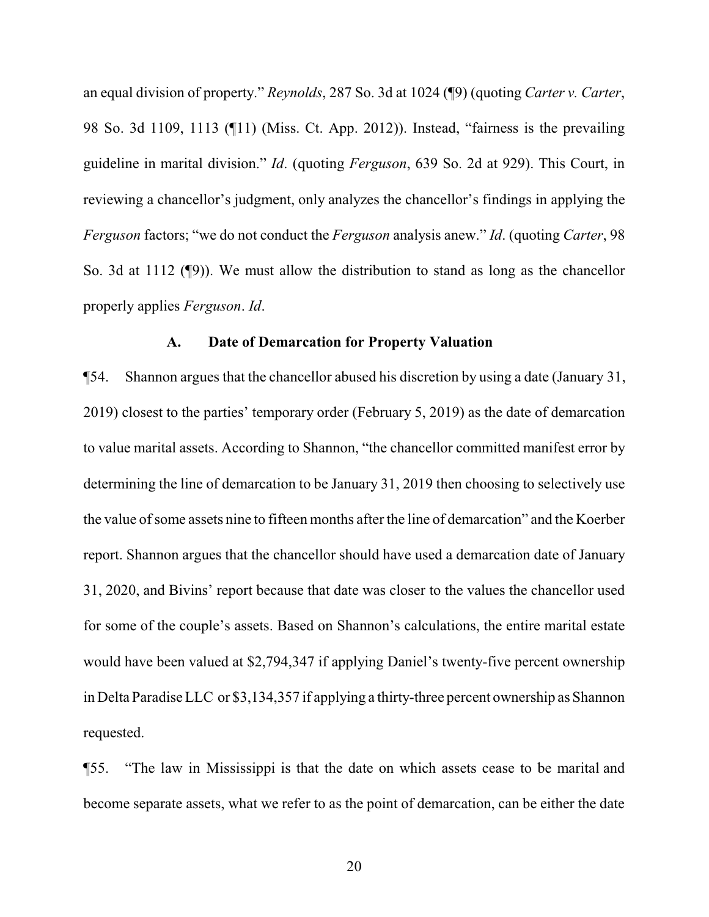an equal division of property." *Reynolds*, 287 So. 3d at 1024 (¶9) (quoting *Carter v. Carter*, 98 So. 3d 1109, 1113 (¶11) (Miss. Ct. App. 2012)). Instead, "fairness is the prevailing guideline in marital division." *Id*. (quoting *Ferguson*, 639 So. 2d at 929). This Court, in reviewing a chancellor's judgment, only analyzes the chancellor's findings in applying the *Ferguson* factors; "we do not conduct the *Ferguson* analysis anew." *Id*. (quoting *Carter*, 98 So. 3d at 1112 (¶9)). We must allow the distribution to stand as long as the chancellor properly applies *Ferguson*. *Id*.

### A. Date of Demarcation for Property Valuation

¶54. Shannon argues that the chancellor abused his discretion by using a date (January 31, 2019) closest to the parties' temporary order (February 5, 2019) as the date of demarcation to value marital assets. According to Shannon, "the chancellor committed manifest error by determining the line of demarcation to be January 31, 2019 then choosing to selectively use the value of some assets nine to fifteen months after the line of demarcation" and the Koerber report. Shannon argues that the chancellor should have used a demarcation date of January 31, 2020, and Bivins' report because that date was closer to the values the chancellor used for some of the couple's assets. Based on Shannon's calculations, the entire marital estate would have been valued at $2,794,347 if applying Daniel's twenty-five percent ownership in Delta Paradise LLC or $3,134,357 if applying a thirty-three percent ownership as Shannon requested.

¶55. "The law in Mississippi is that the date on which assets cease to be marital and become separate assets, what we refer to as the point of demarcation, can be either the date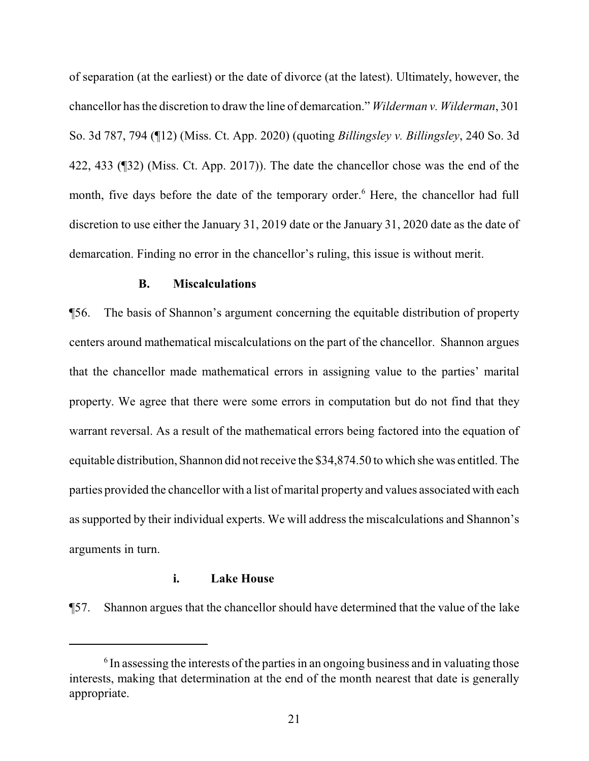of separation (at the earliest) or the date of divorce (at the latest). Ultimately, however, the chancellor has the discretion to draw the line of demarcation." *Wilderman v. Wilderman*, 301 So. 3d 787, 794 (¶12) (Miss. Ct. App. 2020) (quoting *Billingsley v. Billingsley*, 240 So. 3d 422, 433 (¶32) (Miss. Ct. App. 2017)). The date the chancellor chose was the end of the month, five days before the date of the temporary order.[6] Here, the chancellor had full discretion to use either the January 31, 2019 date or the January 31, 2020 date as the date of demarcation. Finding no error in the chancellor's ruling, this issue is without merit.

### B. Miscalculations

¶56. The basis of Shannon's argument concerning the equitable distribution of property centers around mathematical miscalculations on the part of the chancellor. Shannon argues that the chancellor made mathematical errors in assigning value to the parties' marital property. We agree that there were some errors in computation but do not find that they warrant reversal. As a result of the mathematical errors being factored into the equation of equitable distribution, Shannon did not receive the $34,874.50 to which she was entitled. The parties provided the chancellor with a list of marital property and values associated with each as supported by their individual experts. We will address the miscalculations and Shannon's arguments in turn.

#### i. Lake House

¶57. Shannon argues that the chancellor should have determined that the value of the lake

---

[6] In assessing the interests of the parties in an ongoing business and in valuating those interests, making that determination at the end of the month nearest that date is generally appropriate.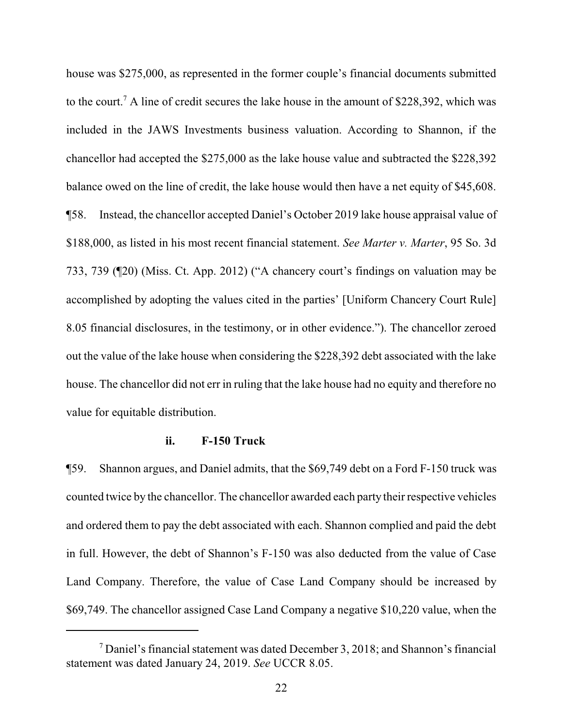house was $275,000, as represented in the former couple's financial documents submitted to the court.[7] A line of credit secures the lake house in the amount of $228,392, which was included in the JAWS Investments business valuation. According to Shannon, if the chancellor had accepted the $275,000 as the lake house value and subtracted the $228,392 balance owed on the line of credit, the lake house would then have a net equity of $45,608.

¶58. Instead, the chancellor accepted Daniel's October 2019 lake house appraisal value of $188,000, as listed in his most recent financial statement. *See Marter v. Marter*, 95 So. 3d 733, 739 (¶20) (Miss. Ct. App. 2012) ("A chancery court's findings on valuation may be accomplished by adopting the values cited in the parties' [Uniform Chancery Court Rule] 8.05 financial disclosures, in the testimony, or in other evidence."). The chancellor zeroed out the value of the lake house when considering the $228,392 debt associated with the lake house. The chancellor did not err in ruling that the lake house had no equity and therefore no value for equitable distribution.

#### ii. F-150 Truck

¶59. Shannon argues, and Daniel admits, that the $69,749 debt on a Ford F-150 truck was counted twice by the chancellor. The chancellor awarded each party their respective vehicles and ordered them to pay the debt associated with each. Shannon complied and paid the debt in full. However, the debt of Shannon's F-150 was also deducted from the value of Case Land Company. Therefore, the value of Case Land Company should be increased by $69,749. The chancellor assigned Case Land Company a negative $10,220 value, when the

---

[7] Daniel's financial statement was dated December 3, 2018; and Shannon's financial statement was dated January 24, 2019. *See* UCCR 8.05.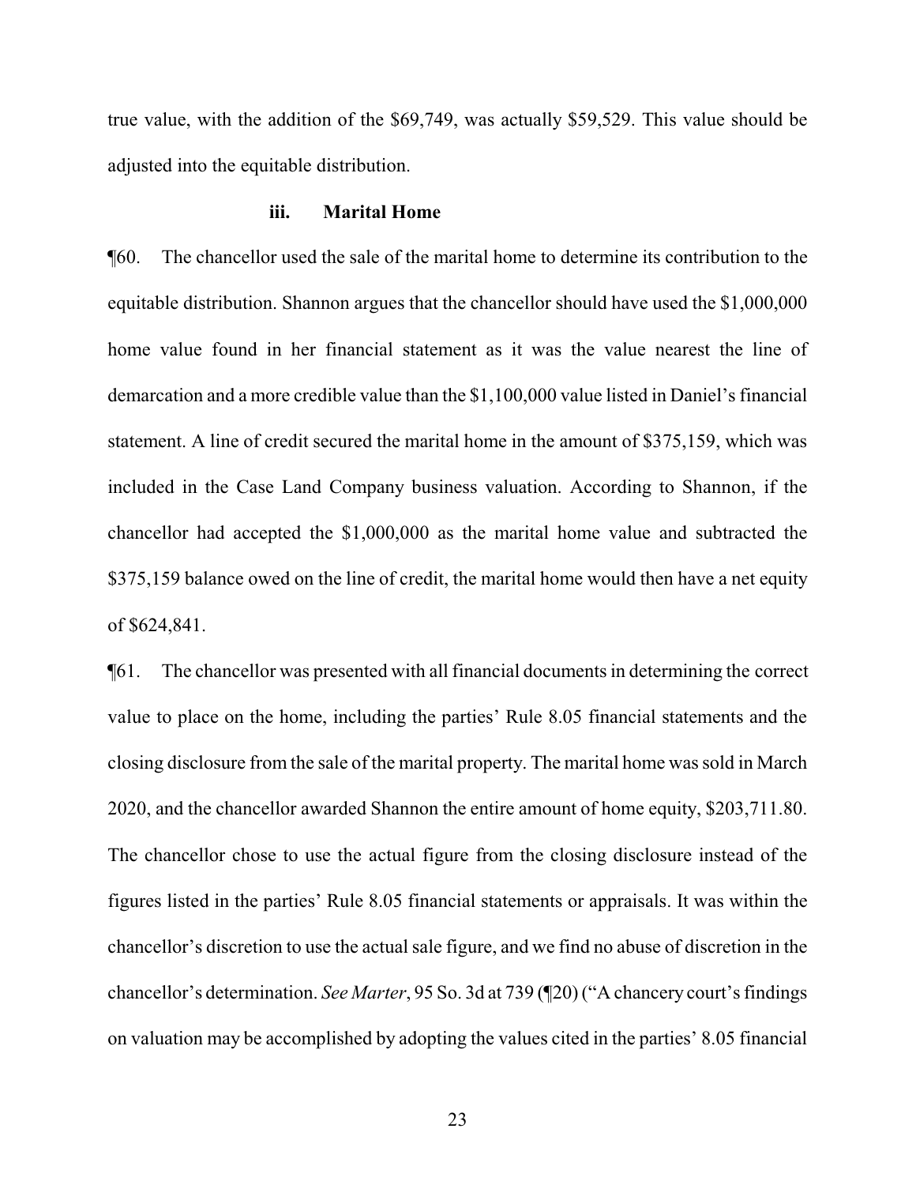true value, with the addition of the $69,749, was actually $59,529. This value should be adjusted into the equitable distribution.

### iii. Marital Home

¶60. The chancellor used the sale of the marital home to determine its contribution to the equitable distribution. Shannon argues that the chancellor should have used the $1,000,000 home value found in her financial statement as it was the value nearest the line of demarcation and a more credible value than the $1,100,000 value listed in Daniel's financial statement. A line of credit secured the marital home in the amount of $375,159, which was included in the Case Land Company business valuation. According to Shannon, if the chancellor had accepted the $1,000,000 as the marital home value and subtracted the $375,159 balance owed on the line of credit, the marital home would then have a net equity of $624,841.

¶61. The chancellor was presented with all financial documents in determining the correct value to place on the home, including the parties' Rule 8.05 financial statements and the closing disclosure from the sale of the marital property. The marital home was sold in March 2020, and the chancellor awarded Shannon the entire amount of home equity, $203,711.80. The chancellor chose to use the actual figure from the closing disclosure instead of the figures listed in the parties' Rule 8.05 financial statements or appraisals. It was within the chancellor's discretion to use the actual sale figure, and we find no abuse of discretion in the chancellor's determination. *See Marter*, 95 So. 3d at 739 (¶20) ("A chancery court's findings on valuation may be accomplished by adopting the values cited in the parties' 8.05 financial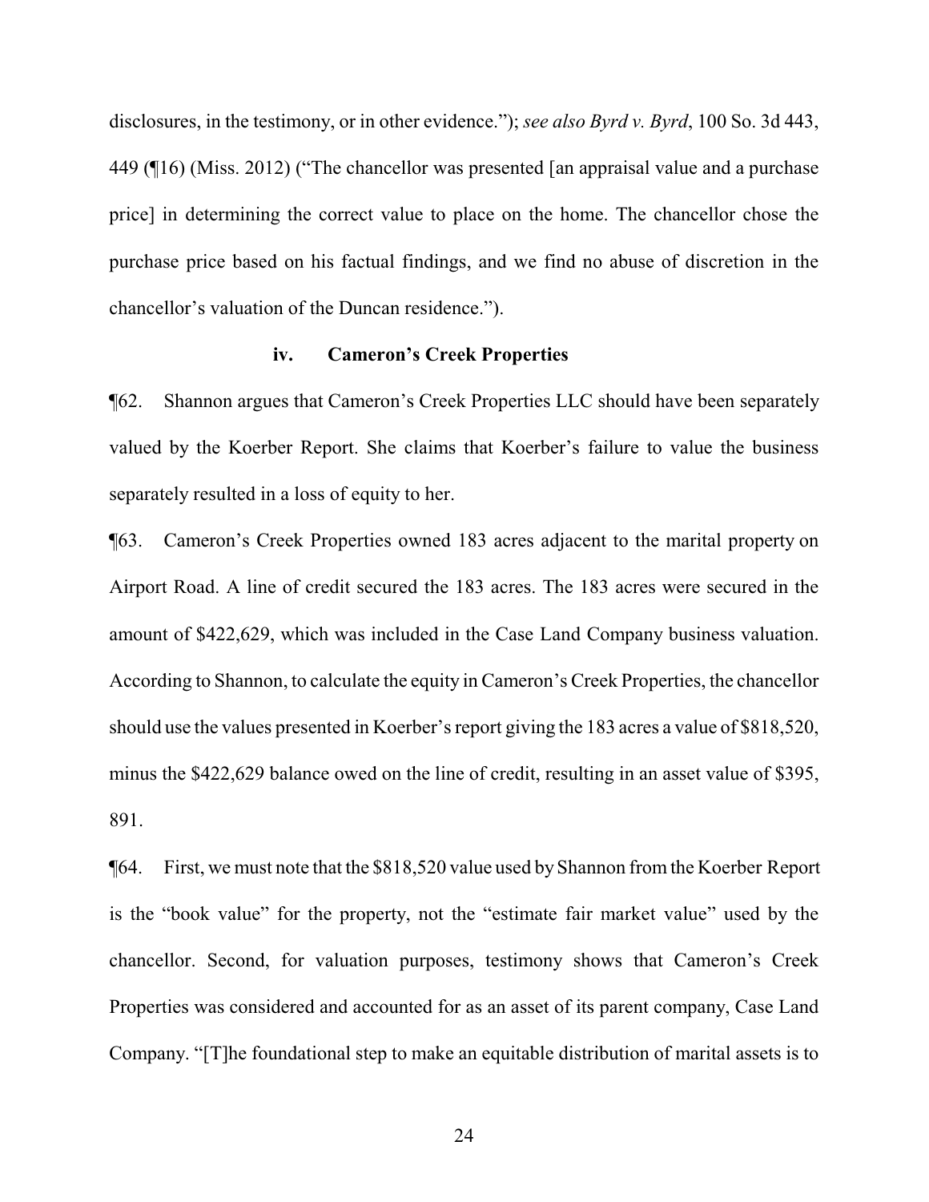disclosures, in the testimony, or in other evidence."); *see also Byrd v. Byrd*, 100 So. 3d 443, 449 (¶16) (Miss. 2012) ("The chancellor was presented [an appraisal value and a purchase price] in determining the correct value to place on the home. The chancellor chose the purchase price based on his factual findings, and we find no abuse of discretion in the chancellor's valuation of the Duncan residence.").

### iv. Cameron's Creek Properties

¶62. Shannon argues that Cameron's Creek Properties LLC should have been separately valued by the Koerber Report. She claims that Koerber's failure to value the business separately resulted in a loss of equity to her.

¶63. Cameron's Creek Properties owned 183 acres adjacent to the marital property on Airport Road. A line of credit secured the 183 acres. The 183 acres were secured in the amount of $422,629, which was included in the Case Land Company business valuation. According to Shannon, to calculate the equity in Cameron's Creek Properties, the chancellor should use the values presented in Koerber's report giving the 183 acres a value of $818,520, minus the $422,629 balance owed on the line of credit, resulting in an asset value of $395, 891.

¶64. First, we must note that the $818,520 value used by Shannon from the Koerber Report is the "book value" for the property, not the "estimate fair market value" used by the chancellor. Second, for valuation purposes, testimony shows that Cameron's Creek Properties was considered and accounted for as an asset of its parent company, Case Land Company. "[T]he foundational step to make an equitable distribution of marital assets is to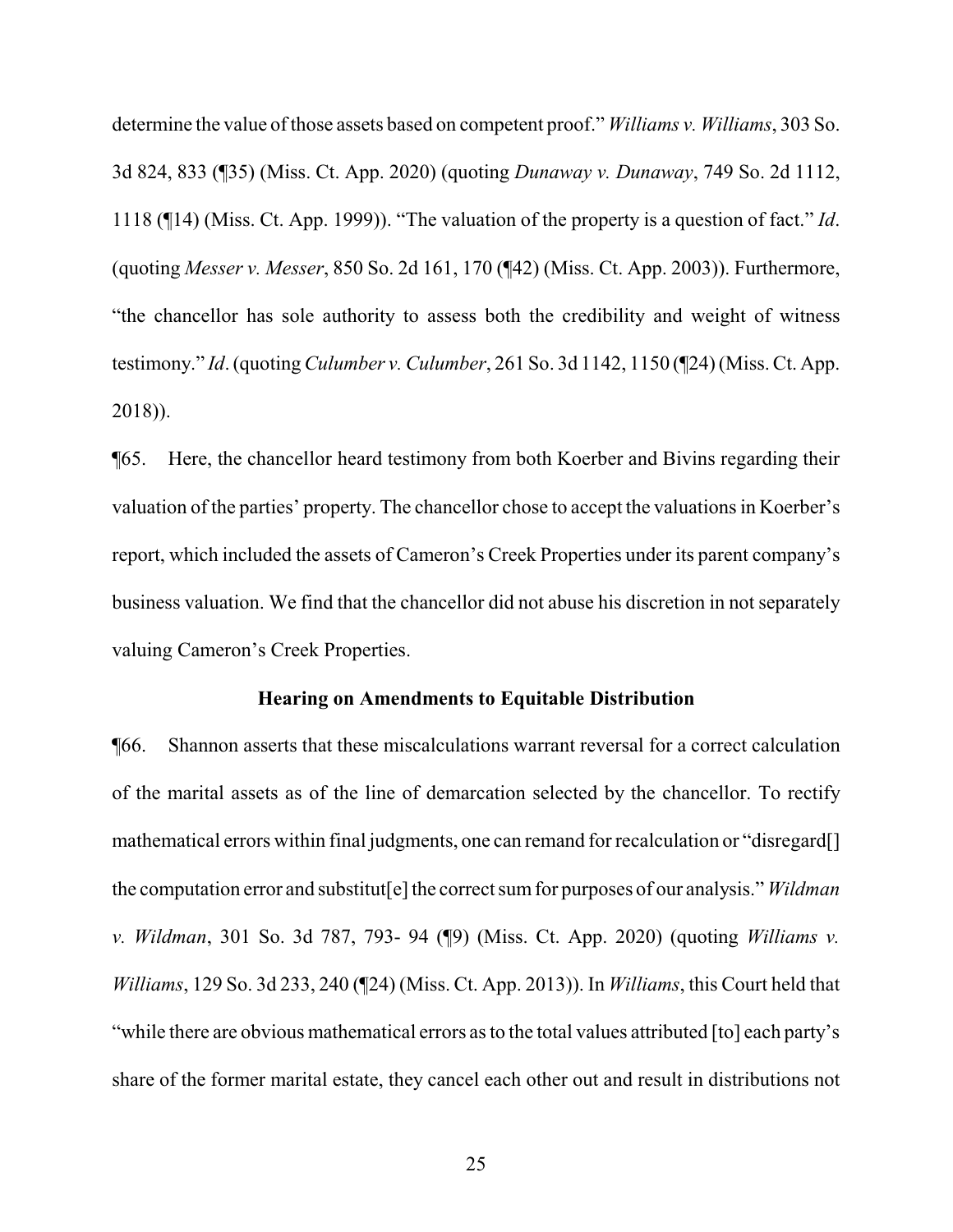determine the value of those assets based on competent proof." *Williams v. Williams*, 303 So. 3d 824, 833 (¶35) (Miss. Ct. App. 2020) (quoting *Dunaway v. Dunaway*, 749 So. 2d 1112, 1118 (¶14) (Miss. Ct. App. 1999)). "The valuation of the property is a question of fact." *Id*. (quoting *Messer v. Messer*, 850 So. 2d 161, 170 (¶42) (Miss. Ct. App. 2003)). Furthermore, "the chancellor has sole authority to assess both the credibility and weight of witness testimony." *Id*. (quoting *Culumber v. Culumber*, 261 So. 3d 1142, 1150 (¶24) (Miss. Ct. App. 2018)).

¶65. Here, the chancellor heard testimony from both Koerber and Bivins regarding their valuation of the parties' property. The chancellor chose to accept the valuations in Koerber's report, which included the assets of Cameron's Creek Properties under its parent company's business valuation. We find that the chancellor did not abuse his discretion in not separately valuing Cameron's Creek Properties.

**Hearing on Amendments to Equitable Distribution**

¶66. Shannon asserts that these miscalculations warrant reversal for a correct calculation of the marital assets as of the line of demarcation selected by the chancellor. To rectify mathematical errors within final judgments, one can remand for recalculation or "disregard[] the computation error and substitut[e] the correct sum for purposes of our analysis." *Wildman v. Wildman*, 301 So. 3d 787, 793- 94 (¶9) (Miss. Ct. App. 2020) (quoting *Williams v. Williams*, 129 So. 3d 233, 240 (¶24) (Miss. Ct. App. 2013)). In *Williams*, this Court held that "while there are obvious mathematical errors as to the total values attributed [to] each party's share of the former marital estate, they cancel each other out and result in distributions not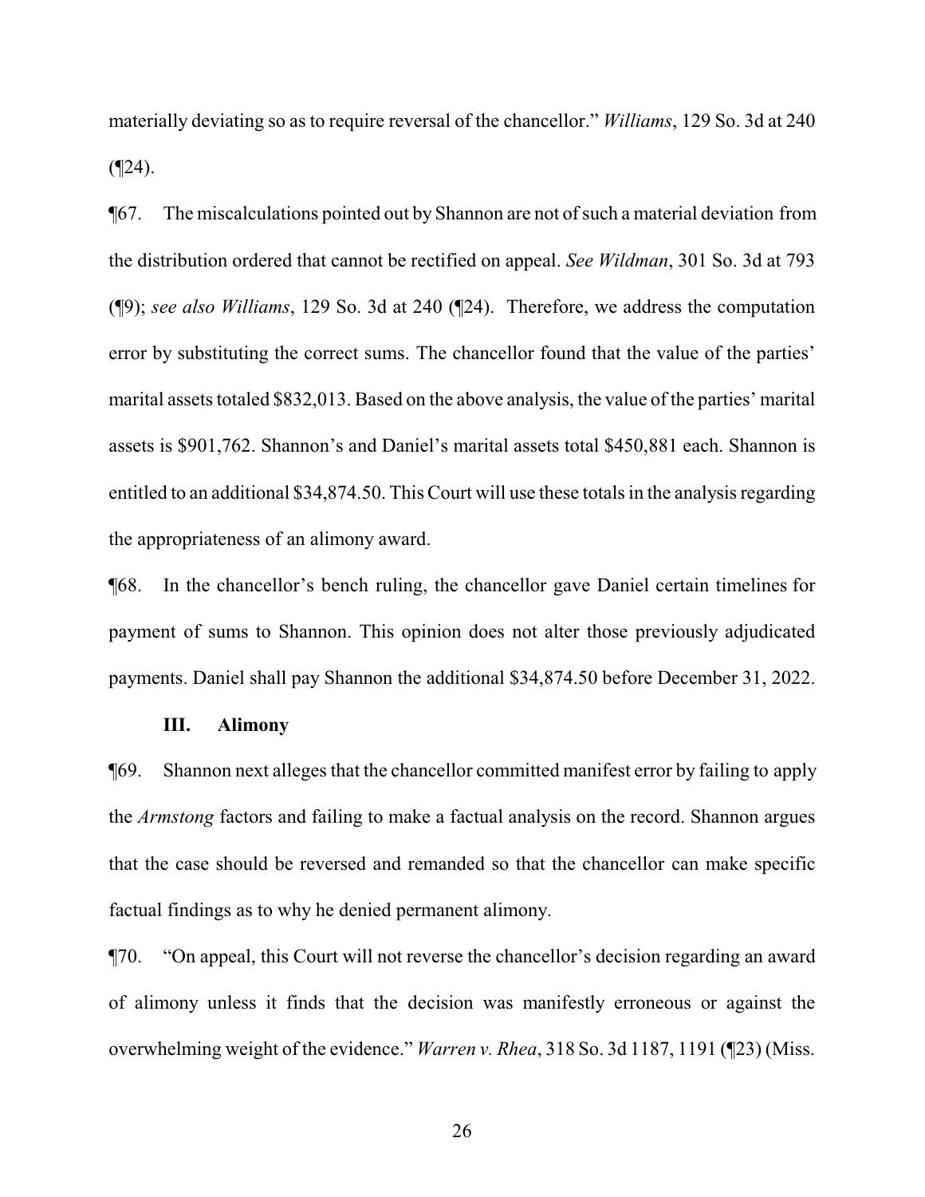materially deviating so as to require reversal of the chancellor." *Williams*, 129 So. 3d at 240 (¶24).

¶67. The miscalculations pointed out by Shannon are not of such a material deviation from the distribution ordered that cannot be rectified on appeal. *See Wildman*, 301 So. 3d at 793 (¶9); *see also Williams*, 129 So. 3d at 240 (¶24). Therefore, we address the computation error by substituting the correct sums. The chancellor found that the value of the parties' marital assets totaled $832,013. Based on the above analysis, the value of the parties' marital assets is $901,762. Shannon's and Daniel's marital assets total $450,881 each. Shannon is entitled to an additional $34,874.50. This Court will use these totals in the analysis regarding the appropriateness of an alimony award.

¶68. In the chancellor's bench ruling, the chancellor gave Daniel certain timelines for payment of sums to Shannon. This opinion does not alter those previously adjudicated payments. Daniel shall pay Shannon the additional $34,874.50 before December 31, 2022.

### III. Alimony

¶69. Shannon next alleges that the chancellor committed manifest error by failing to apply the *Armstong* factors and failing to make a factual analysis on the record. Shannon argues that the case should be reversed and remanded so that the chancellor can make specific factual findings as to why he denied permanent alimony.

¶70. "On appeal, this Court will not reverse the chancellor's decision regarding an award of alimony unless it finds that the decision was manifestly erroneous or against the overwhelming weight of the evidence." *Warren v. Rhea*, 318 So. 3d 1187, 1191 (¶23) (Miss.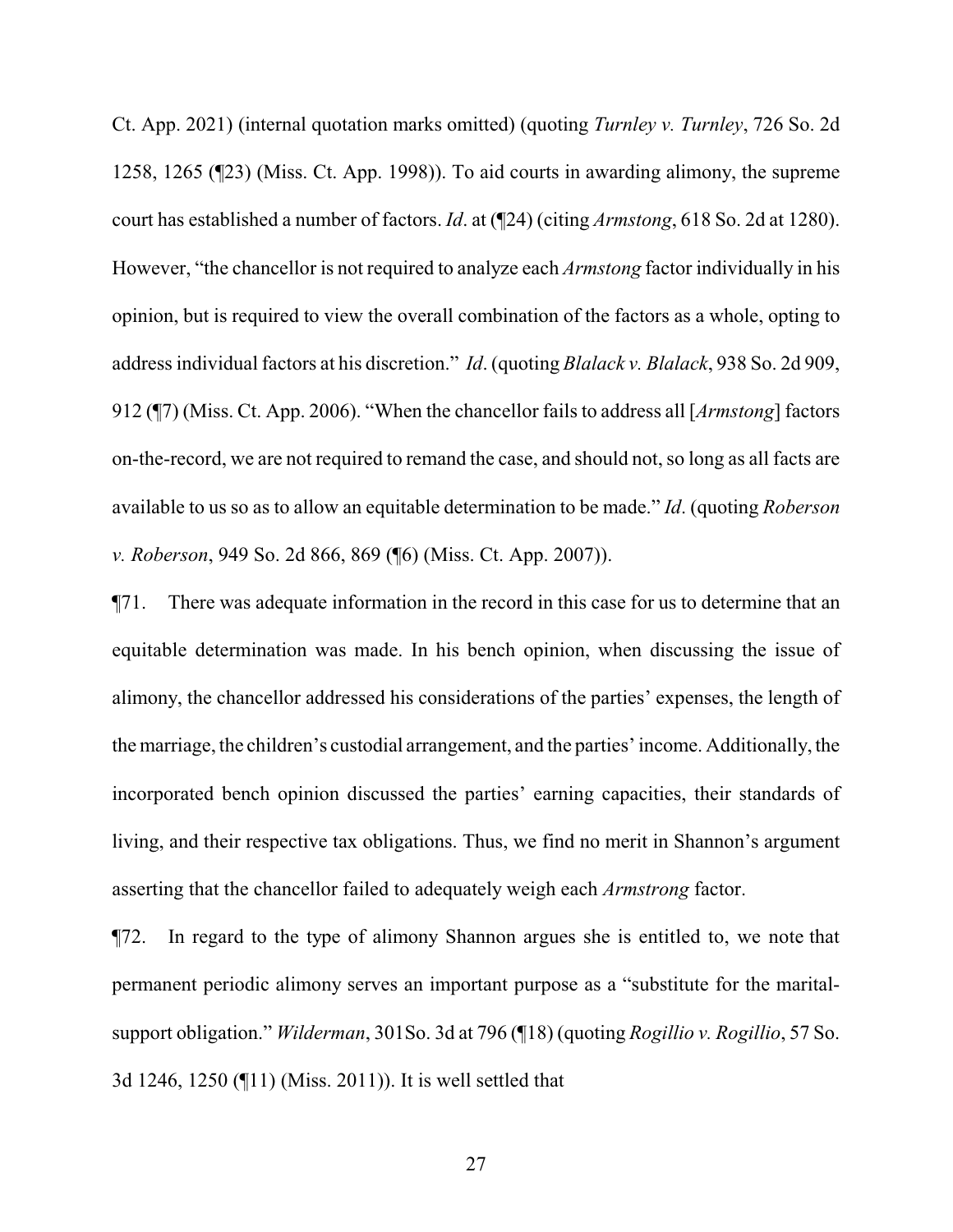Ct. App. 2021) (internal quotation marks omitted) (quoting *Turnley v. Turnley*, 726 So. 2d 1258, 1265 (¶23) (Miss. Ct. App. 1998)). To aid courts in awarding alimony, the supreme court has established a number of factors. *Id*. at (¶24) (citing *Armstong*, 618 So. 2d at 1280). However, "the chancellor is not required to analyze each *Armstong* factor individually in his opinion, but is required to view the overall combination of the factors as a whole, opting to address individual factors at his discretion." *Id*. (quoting *Blalack v. Blalack*, 938 So. 2d 909, 912 (¶7) (Miss. Ct. App. 2006). "When the chancellor fails to address all [*Armstong*] factors on-the-record, we are not required to remand the case, and should not, so long as all facts are available to us so as to allow an equitable determination to be made." *Id*. (quoting *Roberson v. Roberson*, 949 So. 2d 866, 869 (¶6) (Miss. Ct. App. 2007)).

¶71. There was adequate information in the record in this case for us to determine that an equitable determination was made. In his bench opinion, when discussing the issue of alimony, the chancellor addressed his considerations of the parties' expenses, the length of the marriage, the children's custodial arrangement, and the parties' income. Additionally, the incorporated bench opinion discussed the parties' earning capacities, their standards of living, and their respective tax obligations. Thus, we find no merit in Shannon's argument asserting that the chancellor failed to adequately weigh each *Armstrong* factor.

¶72. In regard to the type of alimony Shannon argues she is entitled to, we note that permanent periodic alimony serves an important purpose as a "substitute for the marital-support obligation." *Wilderman*, 301So. 3d at 796 (¶18) (quoting *Rogillio v. Rogillio*, 57 So. 3d 1246, 1250 (¶11) (Miss. 2011)). It is well settled that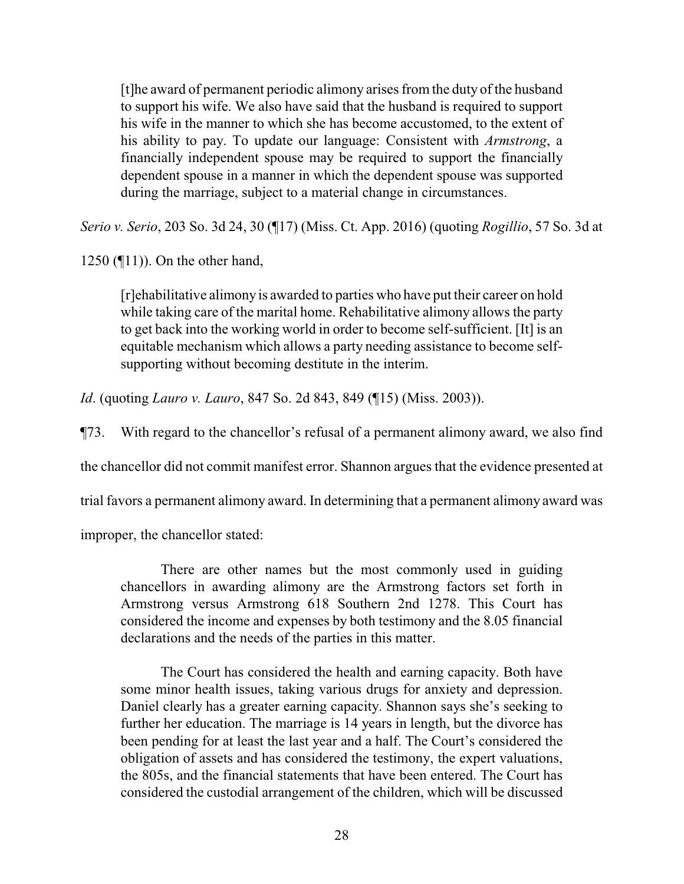> [t]he award of permanent periodic alimony arises from the duty of the husband to support his wife. We also have said that the husband is required to support his wife in the manner to which she has become accustomed, to the extent of his ability to pay. To update our language: Consistent with *Armstrong*, a financially independent spouse may be required to support the financially dependent spouse in a manner in which the dependent spouse was supported during the marriage, subject to a material change in circumstances.

*Serio v. Serio*, 203 So. 3d 24, 30 (¶17) (Miss. Ct. App. 2016) (quoting *Rogillio*, 57 So. 3d at 1250 (¶11)). On the other hand,

> [r]ehabilitative alimony is awarded to parties who have put their career on hold while taking care of the marital home. Rehabilitative alimony allows the party to get back into the working world in order to become self-sufficient. [It] is an equitable mechanism which allows a party needing assistance to become self-supporting without becoming destitute in the interim.

*Id*. (quoting *Lauro v. Lauro*, 847 So. 2d 843, 849 (¶15) (Miss. 2003)).

¶73. With regard to the chancellor's refusal of a permanent alimony award, we also find the chancellor did not commit manifest error. Shannon argues that the evidence presented at trial favors a permanent alimony award. In determining that a permanent alimony award was improper, the chancellor stated:

> There are other names but the most commonly used in guiding chancellors in awarding alimony are the Armstrong factors set forth in Armstrong versus Armstrong 618 Southern 2nd 1278. This Court has considered the income and expenses by both testimony and the 8.05 financial declarations and the needs of the parties in this matter.
>
> The Court has considered the health and earning capacity. Both have some minor health issues, taking various drugs for anxiety and depression. Daniel clearly has a greater earning capacity. Shannon says she's seeking to further her education. The marriage is 14 years in length, but the divorce has been pending for at least the last year and a half. The Court's considered the obligation of assets and has considered the testimony, the expert valuations, the 805s, and the financial statements that have been entered. The Court has considered the custodial arrangement of the children, which will be discussed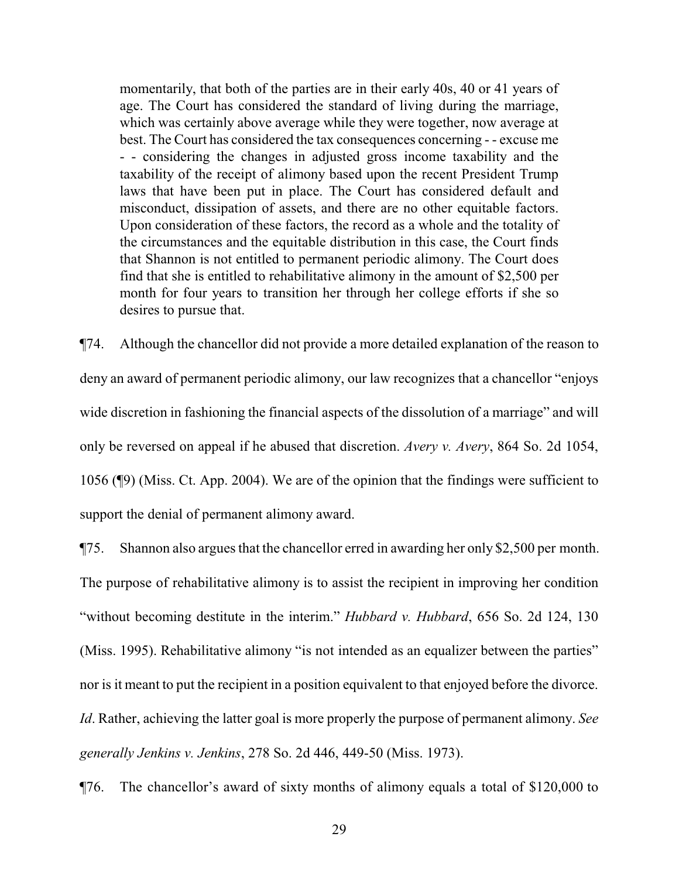> momentarily, that both of the parties are in their early 40s, 40 or 41 years of age. The Court has considered the standard of living during the marriage, which was certainly above average while they were together, now average at best. The Court has considered the tax consequences concerning - - excuse me - - considering the changes in adjusted gross income taxability and the taxability of the receipt of alimony based upon the recent President Trump laws that have been put in place. The Court has considered default and misconduct, dissipation of assets, and there are no other equitable factors. Upon consideration of these factors, the record as a whole and the totality of the circumstances and the equitable distribution in this case, the Court finds that Shannon is not entitled to permanent periodic alimony. The Court does find that she is entitled to rehabilitative alimony in the amount of $2,500 per month for four years to transition her through her college efforts if she so desires to pursue that.

¶74. Although the chancellor did not provide a more detailed explanation of the reason to deny an award of permanent periodic alimony, our law recognizes that a chancellor "enjoys wide discretion in fashioning the financial aspects of the dissolution of a marriage" and will only be reversed on appeal if he abused that discretion. *Avery v. Avery*, 864 So. 2d 1054, 1056 (¶9) (Miss. Ct. App. 2004). We are of the opinion that the findings were sufficient to support the denial of permanent alimony award.

¶75. Shannon also argues that the chancellor erred in awarding her only $2,500 per month. The purpose of rehabilitative alimony is to assist the recipient in improving her condition "without becoming destitute in the interim." *Hubbard v. Hubbard*, 656 So. 2d 124, 130 (Miss. 1995). Rehabilitative alimony "is not intended as an equalizer between the parties" nor is it meant to put the recipient in a position equivalent to that enjoyed before the divorce. *Id*. Rather, achieving the latter goal is more properly the purpose of permanent alimony. *See generally Jenkins v. Jenkins*, 278 So. 2d 446, 449-50 (Miss. 1973).

¶76. The chancellor's award of sixty months of alimony equals a total of $120,000 to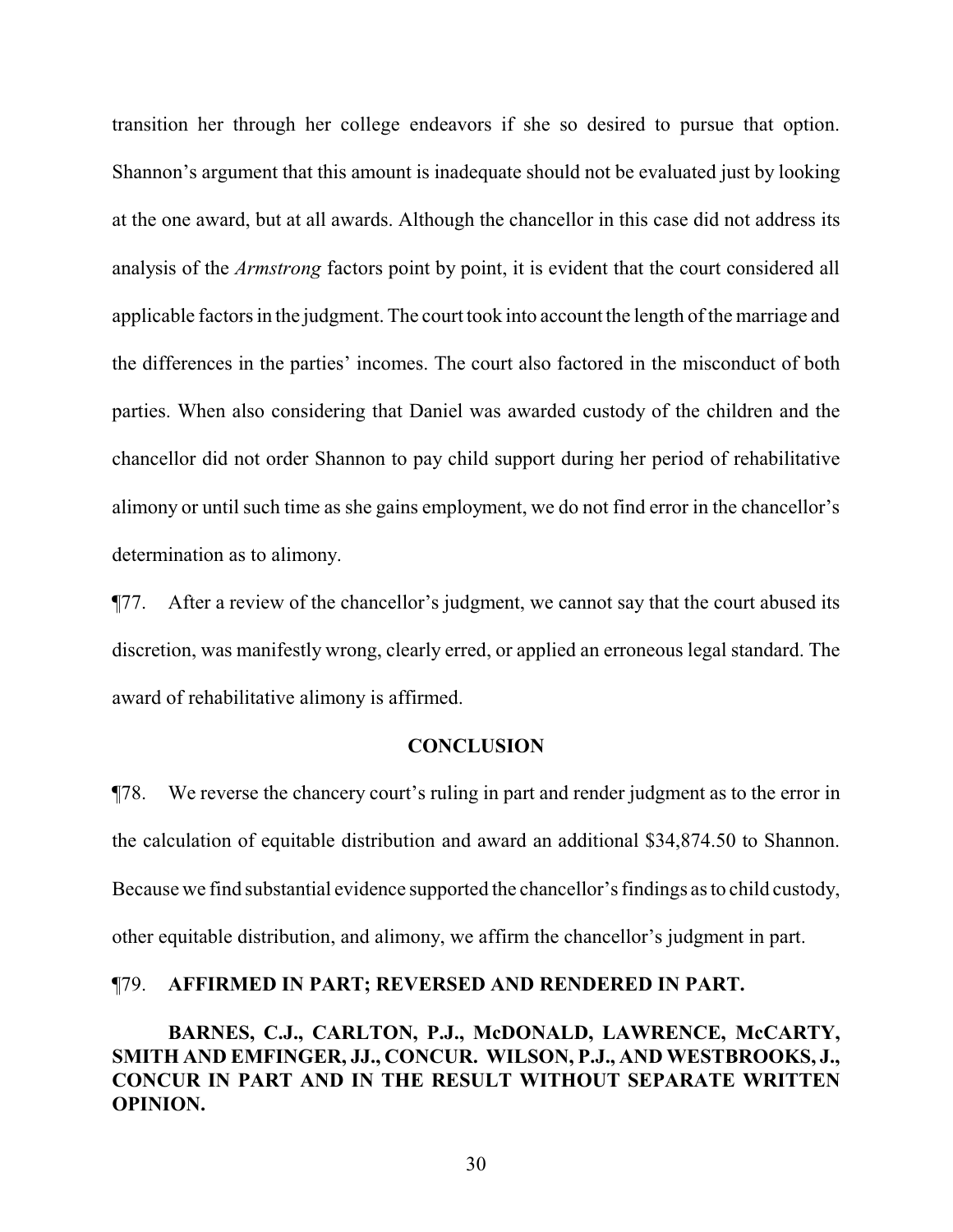transition her through her college endeavors if she so desired to pursue that option. Shannon's argument that this amount is inadequate should not be evaluated just by looking at the one award, but at all awards. Although the chancellor in this case did not address its analysis of the *Armstrong* factors point by point, it is evident that the court considered all applicable factors in the judgment. The court took into account the length of the marriage and the differences in the parties' incomes. The court also factored in the misconduct of both parties. When also considering that Daniel was awarded custody of the children and the chancellor did not order Shannon to pay child support during her period of rehabilitative alimony or until such time as she gains employment, we do not find error in the chancellor's determination as to alimony.

¶77. After a review of the chancellor's judgment, we cannot say that the court abused its discretion, was manifestly wrong, clearly erred, or applied an erroneous legal standard. The award of rehabilitative alimony is affirmed.

## CONCLUSION

¶78. We reverse the chancery court's ruling in part and render judgment as to the error in the calculation of equitable distribution and award an additional $34,874.50 to Shannon. Because we find substantial evidence supported the chancellor's findings as to child custody, other equitable distribution, and alimony, we affirm the chancellor's judgment in part.

¶79. **AFFIRMED IN PART; REVERSED AND RENDERED IN PART.**

**BARNES, C.J., CARLTON, P.J., McDONALD, LAWRENCE, McCARTY, SMITH AND EMFINGER, JJ., CONCUR. WILSON, P.J., AND WESTBROOKS, J., CONCUR IN PART AND IN THE RESULT WITHOUT SEPARATE WRITTEN OPINION.**